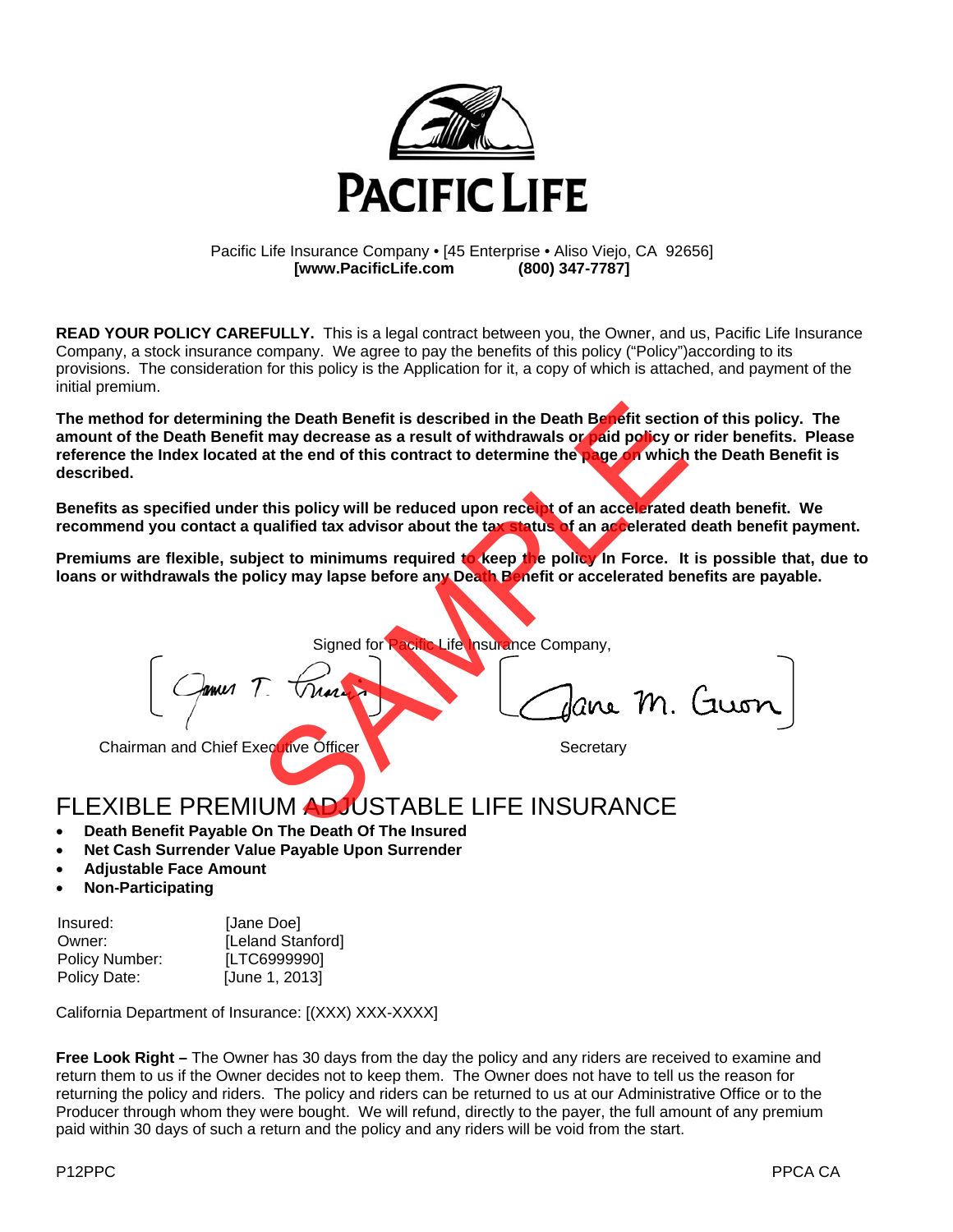# PACIFIC LIFE

Pacific Life Insurance Company • [45 Enterprise • Aliso Viejo, CA 92656]
**[www.PacificLife.com (800) 347-7787]**

**READ YOUR POLICY CAREFULLY.** This is a legal contract between you, the Owner, and us, Pacific Life Insurance Company, a stock insurance company. We agree to pay the benefits of this policy ("Policy")according to its provisions. The consideration for this policy is the Application for it, a copy of which is attached, and payment of the initial premium.

**The method for determining the Death Benefit is described in the Death Benefit section of this policy. The amount of the Death Benefit may decrease as a result of withdrawals or paid policy or rider benefits. Please reference the Index located at the end of this contract to determine the page on which the Death Benefit is described.**

**Benefits as specified under this policy will be reduced upon receipt of an accelerated death benefit. We recommend you contact a qualified tax advisor about the tax status of an accelerated death benefit payment.**

**Premiums are flexible, subject to minimums required to keep the policy In Force. It is possible that, due to loans or withdrawals the policy may lapse before any Death Benefit or accelerated benefits are payable.**

SAMPLE

Signed for Pacific Life Insurance Company,

[James T. Morris] [Jane M. Guon]

Chairman and Chief Executive Officer Secretary

# FLEXIBLE PREMIUM ADJUSTABLE LIFE INSURANCE

- **Death Benefit Payable On The Death Of The Insured**
- **Net Cash Surrender Value Payable Upon Surrender**
- **Adjustable Face Amount**
- **Non-Participating**

| | |
|---|---|
| Insured: | [Jane Doe] |
| Owner: | [Leland Stanford] |
| Policy Number: | [LTC6999990] |
| Policy Date: | [June 1, 2013] |

California Department of Insurance: [(XXX) XXX-XXXX]

**Free Look Right –** The Owner has 30 days from the day the policy and any riders are received to examine and return them to us if the Owner decides not to keep them. The Owner does not have to tell us the reason for returning the policy and riders. The policy and riders can be returned to us at our Administrative Office or to the Producer through whom they were bought. We will refund, directly to the payer, the full amount of any premium paid within 30 days of such a return and the policy and any riders will be void from the start.

P12PPC PPCA CA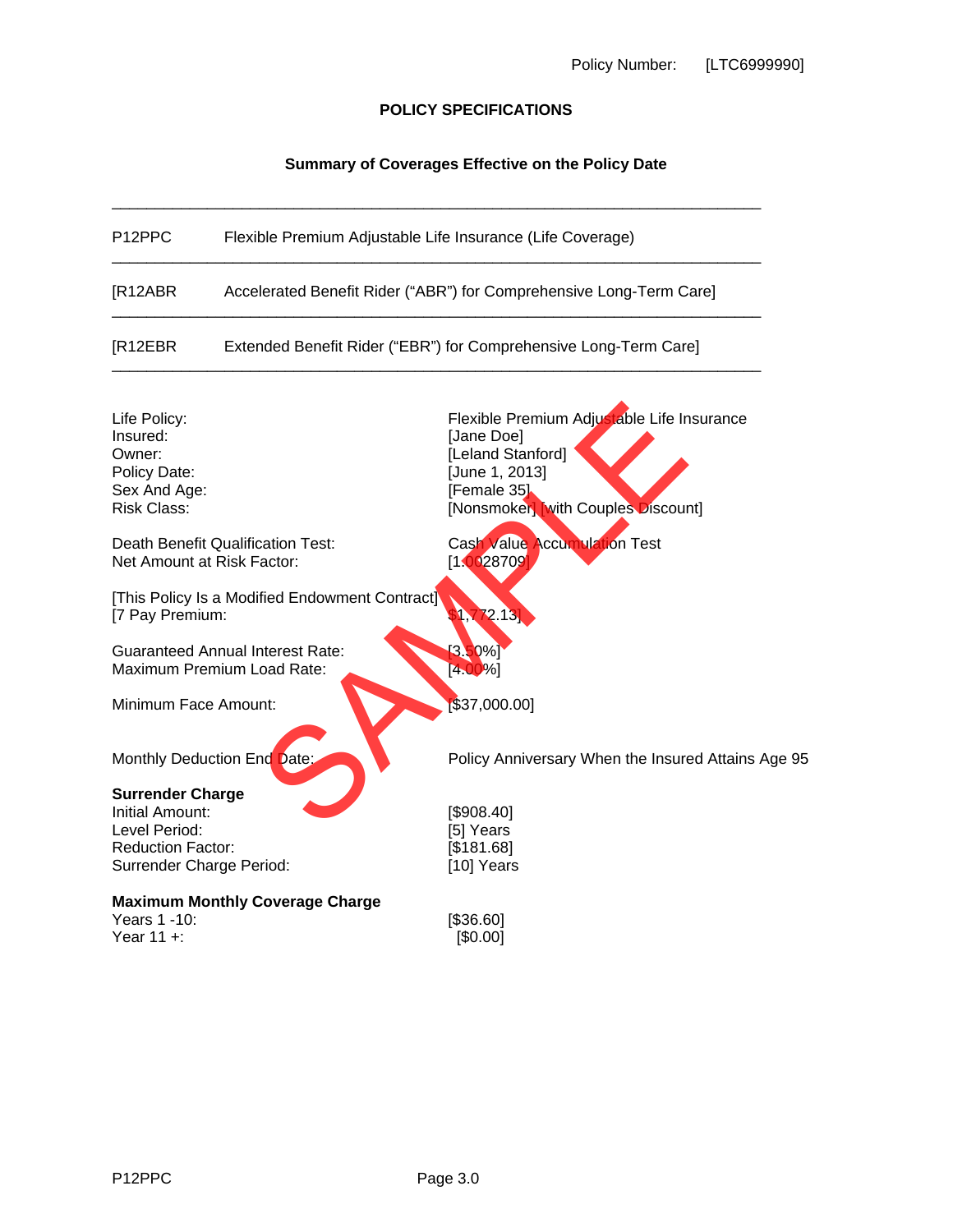Policy Number: [LTC6999990]

## POLICY SPECIFICATIONS

### Summary of Coverages Effective on the Policy Date

| | |
|---|---|
| P12PPC | Flexible Premium Adjustable Life Insurance (Life Coverage) |
| [R12ABR | Accelerated Benefit Rider ("ABR") for Comprehensive Long-Term Care] |
| [R12EBR | Extended Benefit Rider ("EBR") for Comprehensive Long-Term Care] |

| | |
|---|---|
| Life Policy: | Flexible Premium Adjustable Life Insurance |
| Insured: | [Jane Doe] |
| Owner: | [Leland Stanford] |
| Policy Date: | [June 1, 2013] |
| Sex And Age: | [Female 35] |
| Risk Class: | [Nonsmoker] [with Couples Discount] |
| Death Benefit Qualification Test: | Cash Value Accumulation Test |
| Net Amount at Risk Factor: | [1.0028709] |
| [This Policy Is a Modified Endowment Contract] | |
| [7 Pay Premium: | $1,772.13] |
| Guaranteed Annual Interest Rate: | [3.50%] |
| Maximum Premium Load Rate: | [4.00%] |
| Minimum Face Amount: | [$37,000.00] |
| Monthly Deduction End Date: | Policy Anniversary When the Insured Attains Age 95 |

**Surrender Charge**

| | |
|---|---|
| Initial Amount: | [$908.40] |
| Level Period: | [5] Years |
| Reduction Factor: | [$181.68] |
| Surrender Charge Period: | [10] Years |

**Maximum Monthly Coverage Charge**

| | |
|---|---|
| Years 1 -10: | [$36.60] |
| Year 11 +: | [$0.00] |

P12PPC Page 3.0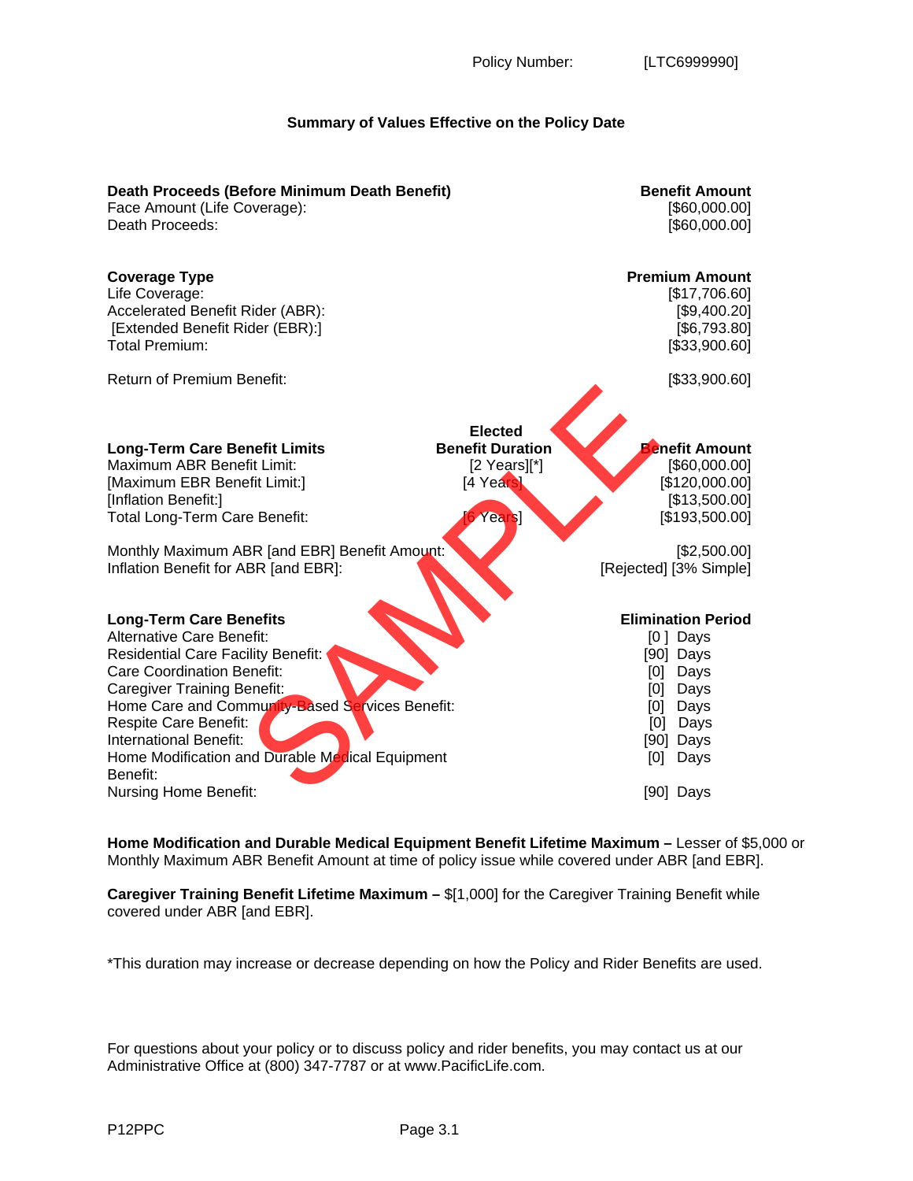Policy Number: [LTC6999990]

## Summary of Values Effective on the Policy Date

| Death Proceeds (Before Minimum Death Benefit) | Benefit Amount |
|---|---|
| Face Amount (Life Coverage): | [$60,000.00] |
| Death Proceeds: | [$60,000.00] |

| Coverage Type | Premium Amount |
|---|---|
| Life Coverage: | [$17,706.60] |
| Accelerated Benefit Rider (ABR): | [$9,400.20] |
| [Extended Benefit Rider (EBR):] | [$6,793.80] |
| Total Premium: | [$33,900.60] |
| | |
| Return of Premium Benefit: | [$33,900.60] |

| Long-Term Care Benefit Limits | Elected Benefit Duration | Benefit Amount |
|---|---|---|
| Maximum ABR Benefit Limit: | [2 Years][*] | [$60,000.00] |
| [Maximum EBR Benefit Limit:] | [4 Years] | [$120,000.00] |
| [Inflation Benefit:] | | [$13,500.00] |
| Total Long-Term Care Benefit: | [6 Years] | [$193,500.00] |

| | |
|---|---|
| Monthly Maximum ABR [and EBR] Benefit Amount: | [$2,500.00] |
| Inflation Benefit for ABR [and EBR]: | [Rejected] [3% Simple] |

| Long-Term Care Benefits | Elimination Period |
|---|---|
| Alternative Care Benefit: | [0 ] Days |
| Residential Care Facility Benefit: | [90] Days |
| Care Coordination Benefit: | [0] Days |
| Caregiver Training Benefit: | [0] Days |
| Home Care and Community-Based Services Benefit: | [0] Days |
| Respite Care Benefit: | [0] Days |
| International Benefit: | [90] Days |
| Home Modification and Durable Medical Equipment Benefit: | [0] Days |
| Nursing Home Benefit: | [90] Days |

**Home Modification and Durable Medical Equipment Benefit Lifetime Maximum –** Lesser of $5,000 or Monthly Maximum ABR Benefit Amount at time of policy issue while covered under ABR [and EBR].

**Caregiver Training Benefit Lifetime Maximum –** $[1,000] for the Caregiver Training Benefit while covered under ABR [and EBR].

*This duration may increase or decrease depending on how the Policy and Rider Benefits are used.

For questions about your policy or to discuss policy and rider benefits, you may contact us at our Administrative Office at (800) 347-7787 or at www.PacificLife.com.

P12PPC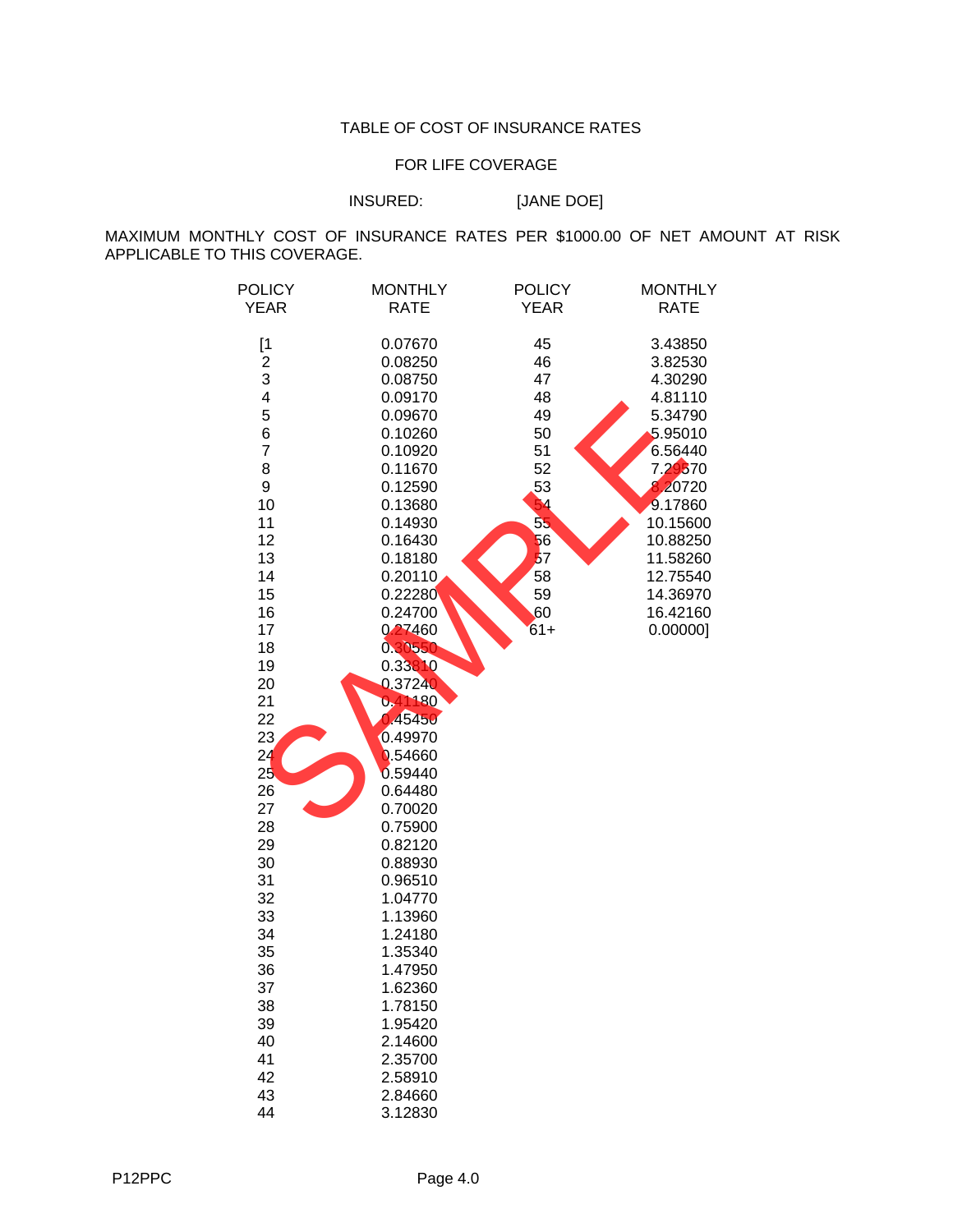# TABLE OF COST OF INSURANCE RATES

## FOR LIFE COVERAGE

INSURED: [JANE DOE]

MAXIMUM MONTHLY COST OF INSURANCE RATES PER $1000.00 OF NET AMOUNT AT RISK APPLICABLE TO THIS COVERAGE.

| POLICY YEAR | MONTHLY RATE | POLICY YEAR | MONTHLY RATE |
|---|---|---|---|
| [1 | 0.07670 | 45 | 3.43850 |
| 2 | 0.08250 | 46 | 3.82530 |
| 3 | 0.08750 | 47 | 4.30290 |
| 4 | 0.09170 | 48 | 4.81110 |
| 5 | 0.09670 | 49 | 5.34790 |
| 6 | 0.10260 | 50 | 5.95010 |
| 7 | 0.10920 | 51 | 6.56440 |
| 8 | 0.11670 | 52 | 7.29570 |
| 9 | 0.12590 | 53 | 8.20720 |
| 10 | 0.13680 | 54 | 9.17860 |
| 11 | 0.14930 | 55 | 10.15600 |
| 12 | 0.16430 | 56 | 10.88250 |
| 13 | 0.18180 | 57 | 11.58260 |
| 14 | 0.20110 | 58 | 12.75540 |
| 15 | 0.22280 | 59 | 14.36970 |
| 16 | 0.24700 | 60 | 16.42160 |
| 17 | 0.27460 | 61+ | 0.00000] |
| 18 | 0.30550 | | |
| 19 | 0.33810 | | |
| 20 | 0.37240 | | |
| 21 | 0.41180 | | |
| 22 | 0.45450 | | |
| 23 | 0.49970 | | |
| 24 | 0.54660 | | |
| 25 | 0.59440 | | |
| 26 | 0.64480 | | |
| 27 | 0.70020 | | |
| 28 | 0.75900 | | |
| 29 | 0.82120 | | |
| 30 | 0.88930 | | |
| 31 | 0.96510 | | |
| 32 | 1.04770 | | |
| 33 | 1.13960 | | |
| 34 | 1.24180 | | |
| 35 | 1.35340 | | |
| 36 | 1.47950 | | |
| 37 | 1.62360 | | |
| 38 | 1.78150 | | |
| 39 | 1.95420 | | |
| 40 | 2.14600 | | |
| 41 | 2.35700 | | |
| 42 | 2.58910 | | |
| 43 | 2.84660 | | |
| 44 | 3.12830 | | |

P12PPC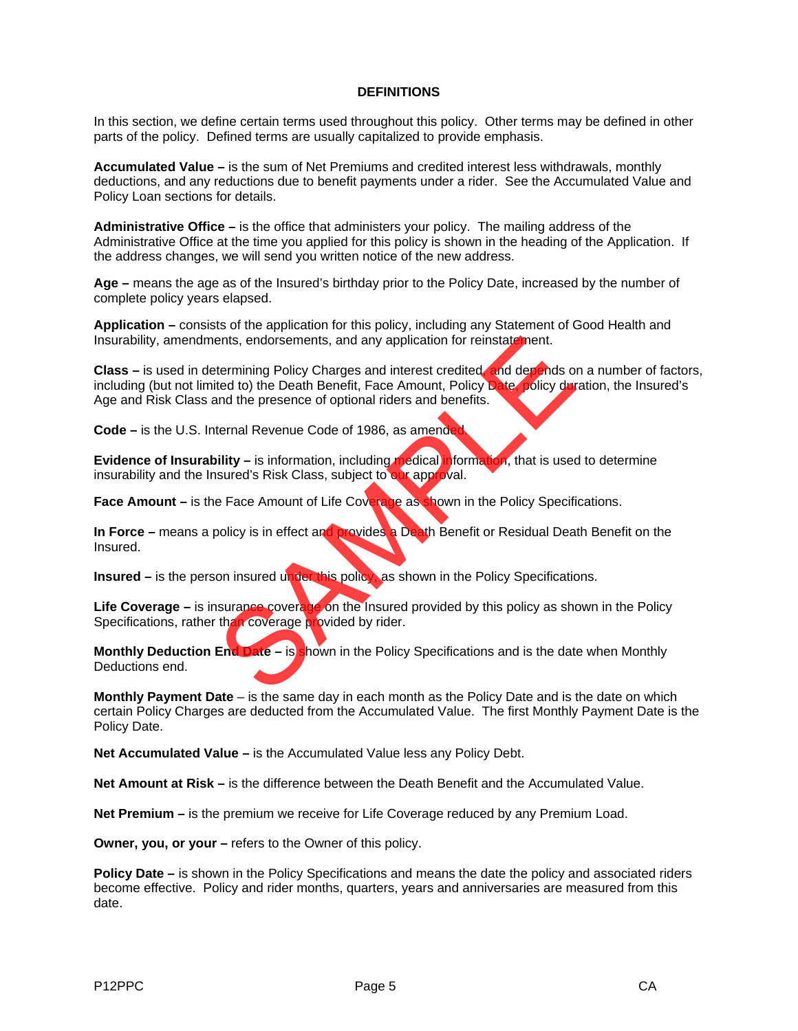## DEFINITIONS

In this section, we define certain terms used throughout this policy. Other terms may be defined in other parts of the policy. Defined terms are usually capitalized to provide emphasis.

**Accumulated Value –** is the sum of Net Premiums and credited interest less withdrawals, monthly deductions, and any reductions due to benefit payments under a rider. See the Accumulated Value and Policy Loan sections for details.

**Administrative Office –** is the office that administers your policy. The mailing address of the Administrative Office at the time you applied for this policy is shown in the heading of the Application. If the address changes, we will send you written notice of the new address.

**Age –** means the age as of the Insured's birthday prior to the Policy Date, increased by the number of complete policy years elapsed.

**Application –** consists of the application for this policy, including any Statement of Good Health and Insurability, amendments, endorsements, and any application for reinstatement.

**Class –** is used in determining Policy Charges and interest credited, and depends on a number of factors, including (but not limited to) the Death Benefit, Face Amount, Policy Date, policy duration, the Insured's Age and Risk Class and the presence of optional riders and benefits.

**Code –** is the U.S. Internal Revenue Code of 1986, as amended.

**Evidence of Insurability –** is information, including medical information, that is used to determine insurability and the Insured's Risk Class, subject to our approval.

**Face Amount –** is the Face Amount of Life Coverage as shown in the Policy Specifications.

**In Force –** means a policy is in effect and provides a Death Benefit or Residual Death Benefit on the Insured.

**Insured –** is the person insured under this policy, as shown in the Policy Specifications.

**Life Coverage –** is insurance coverage on the Insured provided by this policy as shown in the Policy Specifications, rather than coverage provided by rider.

**Monthly Deduction End Date –** is shown in the Policy Specifications and is the date when Monthly Deductions end.

**Monthly Payment Date** – is the same day in each month as the Policy Date and is the date on which certain Policy Charges are deducted from the Accumulated Value. The first Monthly Payment Date is the Policy Date.

**Net Accumulated Value –** is the Accumulated Value less any Policy Debt.

**Net Amount at Risk –** is the difference between the Death Benefit and the Accumulated Value.

**Net Premium –** is the premium we receive for Life Coverage reduced by any Premium Load.

**Owner, you, or your –** refers to the Owner of this policy.

**Policy Date –** is shown in the Policy Specifications and means the date the policy and associated riders become effective. Policy and rider months, quarters, years and anniversaries are measured from this date.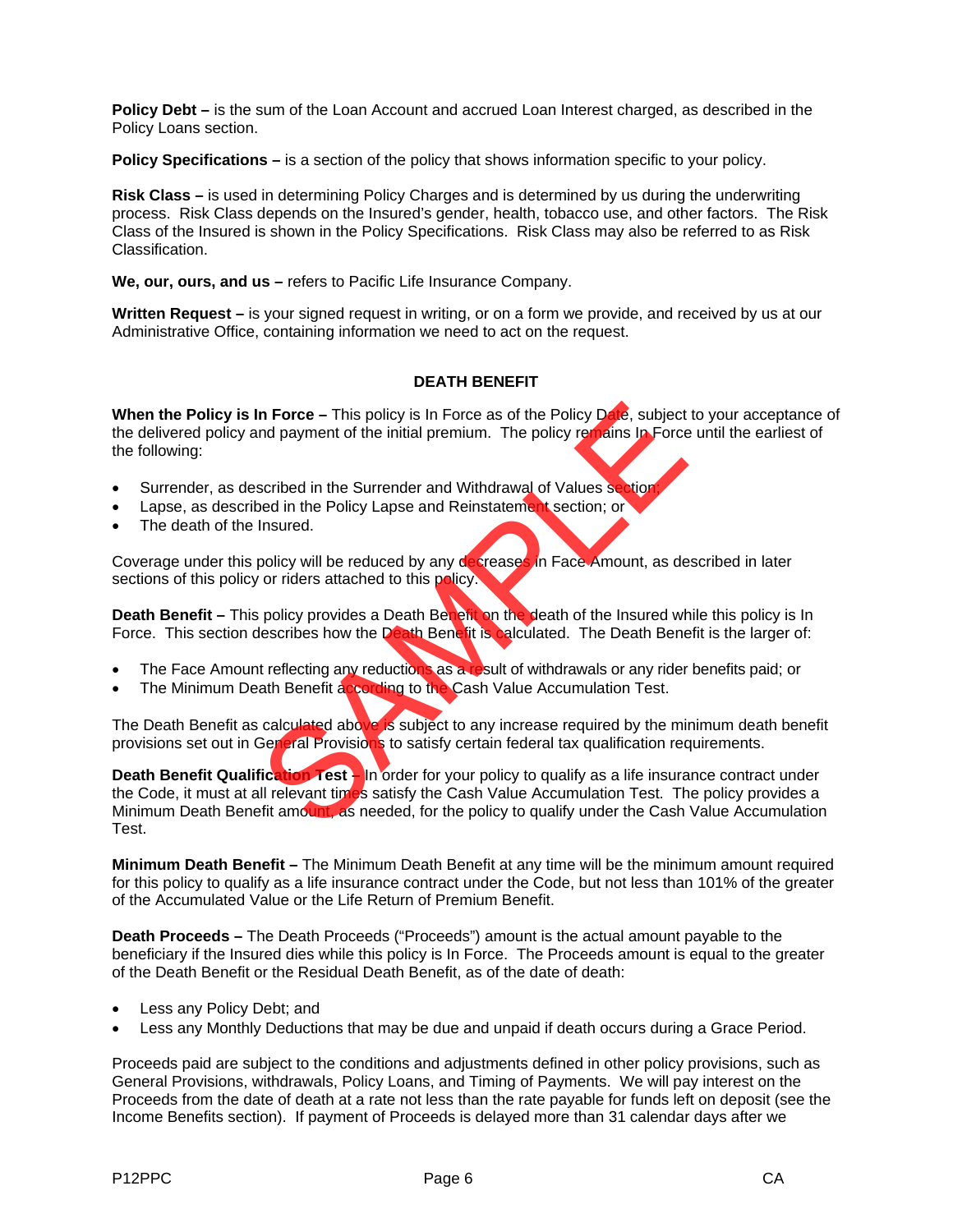**Policy Debt –** is the sum of the Loan Account and accrued Loan Interest charged, as described in the Policy Loans section.

**Policy Specifications –** is a section of the policy that shows information specific to your policy.

**Risk Class –** is used in determining Policy Charges and is determined by us during the underwriting process. Risk Class depends on the Insured's gender, health, tobacco use, and other factors. The Risk Class of the Insured is shown in the Policy Specifications. Risk Class may also be referred to as Risk Classification.

**We, our, ours, and us –** refers to Pacific Life Insurance Company.

**Written Request –** is your signed request in writing, or on a form we provide, and received by us at our Administrative Office, containing information we need to act on the request.

## DEATH BENEFIT

**When the Policy is In Force –** This policy is In Force as of the Policy Date, subject to your acceptance of the delivered policy and payment of the initial premium. The policy remains In Force until the earliest of the following:

- Surrender, as described in the Surrender and Withdrawal of Values section;
- Lapse, as described in the Policy Lapse and Reinstatement section; or
- The death of the Insured.

Coverage under this policy will be reduced by any decreases in Face Amount, as described in later sections of this policy or riders attached to this policy.

**Death Benefit –** This policy provides a Death Benefit on the death of the Insured while this policy is In Force. This section describes how the Death Benefit is calculated. The Death Benefit is the larger of:

- The Face Amount reflecting any reductions as a result of withdrawals or any rider benefits paid; or
- The Minimum Death Benefit according to the Cash Value Accumulation Test.

The Death Benefit as calculated above is subject to any increase required by the minimum death benefit provisions set out in General Provisions to satisfy certain federal tax qualification requirements.

**Death Benefit Qualification Test –** In order for your policy to qualify as a life insurance contract under the Code, it must at all relevant times satisfy the Cash Value Accumulation Test. The policy provides a Minimum Death Benefit amount, as needed, for the policy to qualify under the Cash Value Accumulation Test.

**Minimum Death Benefit –** The Minimum Death Benefit at any time will be the minimum amount required for this policy to qualify as a life insurance contract under the Code, but not less than 101% of the greater of the Accumulated Value or the Life Return of Premium Benefit.

**Death Proceeds –** The Death Proceeds ("Proceeds") amount is the actual amount payable to the beneficiary if the Insured dies while this policy is In Force. The Proceeds amount is equal to the greater of the Death Benefit or the Residual Death Benefit, as of the date of death:

- Less any Policy Debt; and
- Less any Monthly Deductions that may be due and unpaid if death occurs during a Grace Period.

Proceeds paid are subject to the conditions and adjustments defined in other policy provisions, such as General Provisions, withdrawals, Policy Loans, and Timing of Payments. We will pay interest on the Proceeds from the date of death at a rate not less than the rate payable for funds left on deposit (see the Income Benefits section). If payment of Proceeds is delayed more than 31 calendar days after we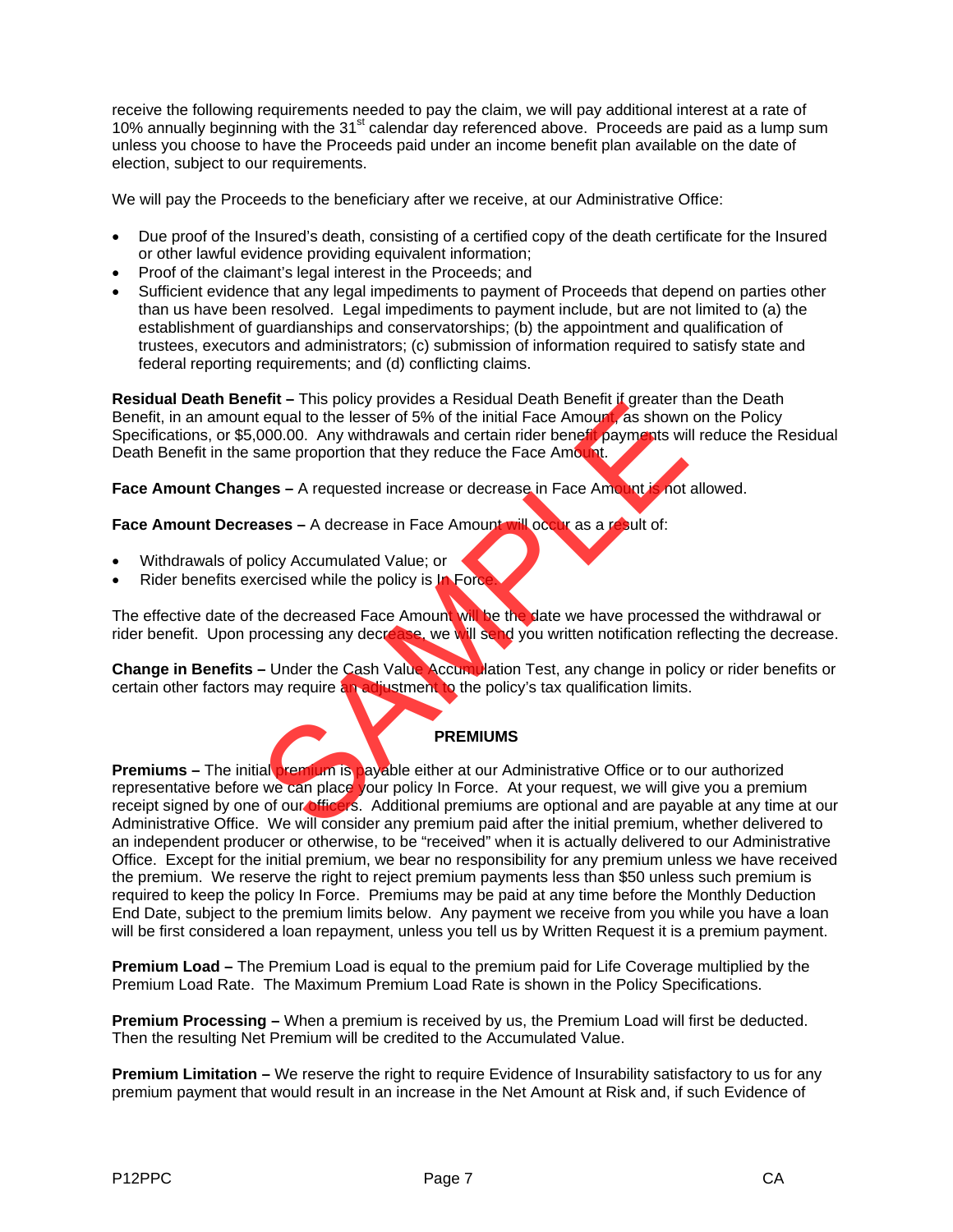receive the following requirements needed to pay the claim, we will pay additional interest at a rate of 10% annually beginning with the 31st calendar day referenced above. Proceeds are paid as a lump sum unless you choose to have the Proceeds paid under an income benefit plan available on the date of election, subject to our requirements.

We will pay the Proceeds to the beneficiary after we receive, at our Administrative Office:

- Due proof of the Insured's death, consisting of a certified copy of the death certificate for the Insured or other lawful evidence providing equivalent information;
- Proof of the claimant's legal interest in the Proceeds; and
- Sufficient evidence that any legal impediments to payment of Proceeds that depend on parties other than us have been resolved. Legal impediments to payment include, but are not limited to (a) the establishment of guardianships and conservatorships; (b) the appointment and qualification of trustees, executors and administrators; (c) submission of information required to satisfy state and federal reporting requirements; and (d) conflicting claims.

**Residual Death Benefit –** This policy provides a Residual Death Benefit if greater than the Death Benefit, in an amount equal to the lesser of 5% of the initial Face Amount, as shown on the Policy Specifications, or $5,000.00. Any withdrawals and certain rider benefit payments will reduce the Residual Death Benefit in the same proportion that they reduce the Face Amount.

**Face Amount Changes –** A requested increase or decrease in Face Amount is not allowed.

**Face Amount Decreases –** A decrease in Face Amount will occur as a result of:

- Withdrawals of policy Accumulated Value; or
- Rider benefits exercised while the policy is In Force.

The effective date of the decreased Face Amount will be the date we have processed the withdrawal or rider benefit. Upon processing any decrease, we will send you written notification reflecting the decrease.

**Change in Benefits –** Under the Cash Value Accumulation Test, any change in policy or rider benefits or certain other factors may require an adjustment to the policy's tax qualification limits.

## PREMIUMS

**Premiums –** The initial premium is payable either at our Administrative Office or to our authorized representative before we can place your policy In Force. At your request, we will give you a premium receipt signed by one of our officers. Additional premiums are optional and are payable at any time at our Administrative Office. We will consider any premium paid after the initial premium, whether delivered to an independent producer or otherwise, to be "received" when it is actually delivered to our Administrative Office. Except for the initial premium, we bear no responsibility for any premium unless we have received the premium. We reserve the right to reject premium payments less than $50 unless such premium is required to keep the policy In Force. Premiums may be paid at any time before the Monthly Deduction End Date, subject to the premium limits below. Any payment we receive from you while you have a loan will be first considered a loan repayment, unless you tell us by Written Request it is a premium payment.

**Premium Load –** The Premium Load is equal to the premium paid for Life Coverage multiplied by the Premium Load Rate. The Maximum Premium Load Rate is shown in the Policy Specifications.

**Premium Processing –** When a premium is received by us, the Premium Load will first be deducted. Then the resulting Net Premium will be credited to the Accumulated Value.

**Premium Limitation –** We reserve the right to require Evidence of Insurability satisfactory to us for any premium payment that would result in an increase in the Net Amount at Risk and, if such Evidence of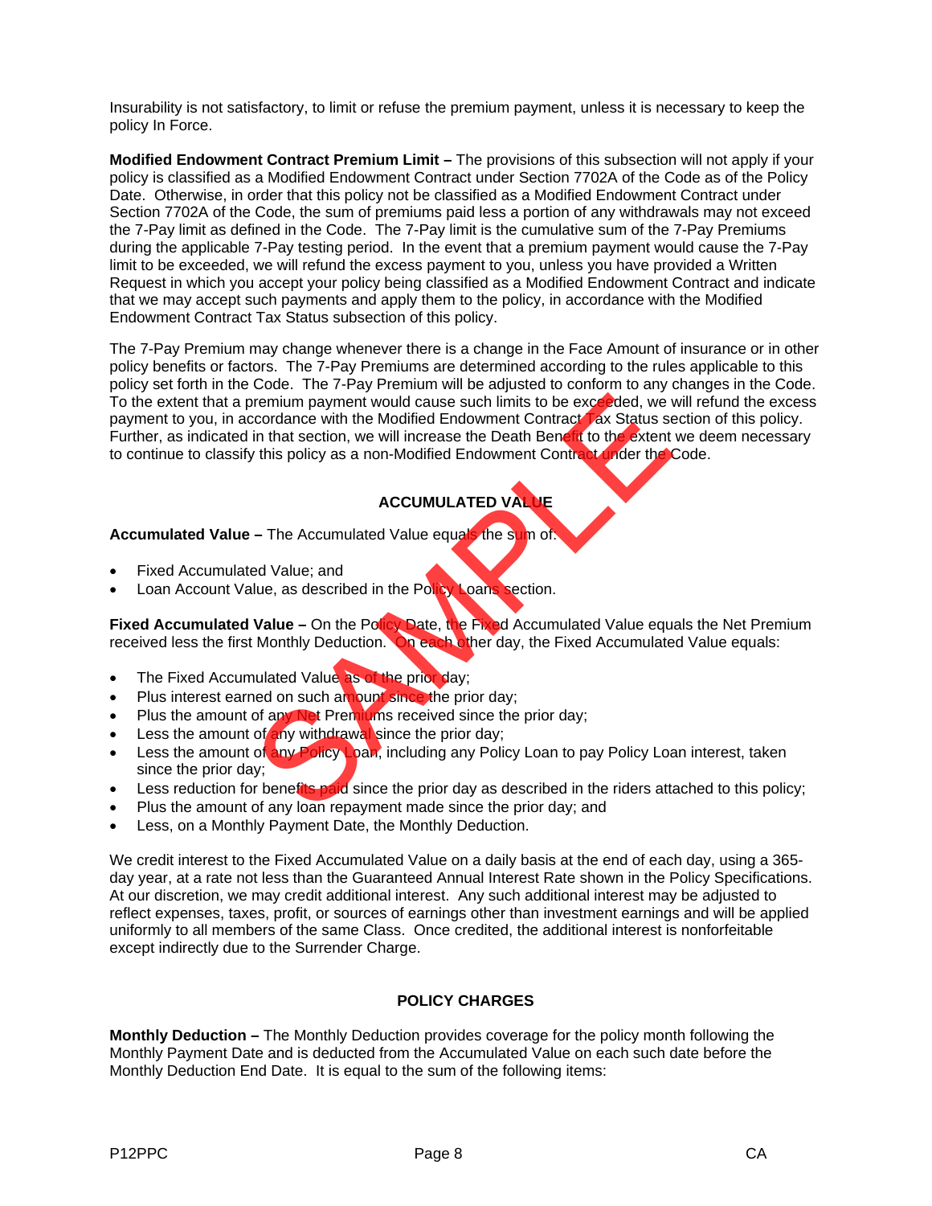Insurability is not satisfactory, to limit or refuse the premium payment, unless it is necessary to keep the policy In Force.

**Modified Endowment Contract Premium Limit –** The provisions of this subsection will not apply if your policy is classified as a Modified Endowment Contract under Section 7702A of the Code as of the Policy Date. Otherwise, in order that this policy not be classified as a Modified Endowment Contract under Section 7702A of the Code, the sum of premiums paid less a portion of any withdrawals may not exceed the 7-Pay limit as defined in the Code. The 7-Pay limit is the cumulative sum of the 7-Pay Premiums during the applicable 7-Pay testing period. In the event that a premium payment would cause the 7-Pay limit to be exceeded, we will refund the excess payment to you, unless you have provided a Written Request in which you accept your policy being classified as a Modified Endowment Contract and indicate that we may accept such payments and apply them to the policy, in accordance with the Modified Endowment Contract Tax Status subsection of this policy.

The 7-Pay Premium may change whenever there is a change in the Face Amount of insurance or in other policy benefits or factors. The 7-Pay Premiums are determined according to the rules applicable to this policy set forth in the Code. The 7-Pay Premium will be adjusted to conform to any changes in the Code. To the extent that a premium payment would cause such limits to be exceeded, we will refund the excess payment to you, in accordance with the Modified Endowment Contract Tax Status section of this policy. Further, as indicated in that section, we will increase the Death Benefit to the extent we deem necessary to continue to classify this policy as a non-Modified Endowment Contract under the Code.

## ACCUMULATED VALUE

**Accumulated Value –** The Accumulated Value equals the sum of:

- Fixed Accumulated Value; and
- Loan Account Value, as described in the Policy Loans section.

**Fixed Accumulated Value –** On the Policy Date, the Fixed Accumulated Value equals the Net Premium received less the first Monthly Deduction. On each other day, the Fixed Accumulated Value equals:

- The Fixed Accumulated Value as of the prior day;
- Plus interest earned on such amount since the prior day;
- Plus the amount of any Net Premiums received since the prior day;
- Less the amount of any withdrawal since the prior day;
- Less the amount of any Policy Loan, including any Policy Loan to pay Policy Loan interest, taken since the prior day;
- Less reduction for benefits paid since the prior day as described in the riders attached to this policy;
- Plus the amount of any loan repayment made since the prior day; and
- Less, on a Monthly Payment Date, the Monthly Deduction.

We credit interest to the Fixed Accumulated Value on a daily basis at the end of each day, using a 365-day year, at a rate not less than the Guaranteed Annual Interest Rate shown in the Policy Specifications. At our discretion, we may credit additional interest. Any such additional interest may be adjusted to reflect expenses, taxes, profit, or sources of earnings other than investment earnings and will be applied uniformly to all members of the same Class. Once credited, the additional interest is nonforfeitable except indirectly due to the Surrender Charge.

## POLICY CHARGES

**Monthly Deduction –** The Monthly Deduction provides coverage for the policy month following the Monthly Payment Date and is deducted from the Accumulated Value on each such date before the Monthly Deduction End Date. It is equal to the sum of the following items: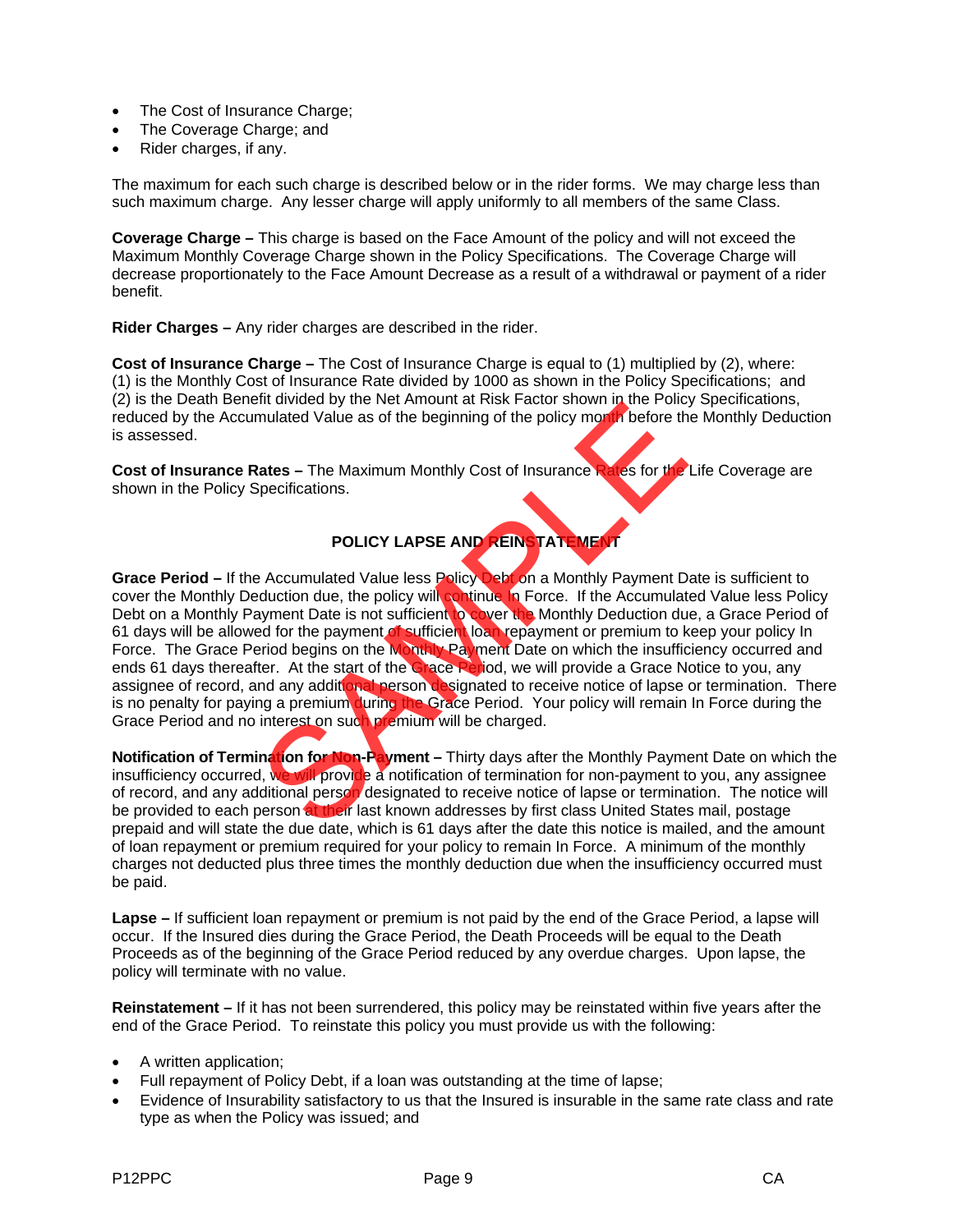- The Cost of Insurance Charge;
- The Coverage Charge; and
- Rider charges, if any.

The maximum for each such charge is described below or in the rider forms. We may charge less than such maximum charge. Any lesser charge will apply uniformly to all members of the same Class.

**Coverage Charge –** This charge is based on the Face Amount of the policy and will not exceed the Maximum Monthly Coverage Charge shown in the Policy Specifications. The Coverage Charge will decrease proportionately to the Face Amount Decrease as a result of a withdrawal or payment of a rider benefit.

**Rider Charges –** Any rider charges are described in the rider.

**Cost of Insurance Charge –** The Cost of Insurance Charge is equal to (1) multiplied by (2), where:
(1) is the Monthly Cost of Insurance Rate divided by 1000 as shown in the Policy Specifications; and
(2) is the Death Benefit divided by the Net Amount at Risk Factor shown in the Policy Specifications, reduced by the Accumulated Value as of the beginning of the policy month before the Monthly Deduction is assessed.

**Cost of Insurance Rates –** The Maximum Monthly Cost of Insurance Rates for the Life Coverage are shown in the Policy Specifications.

## POLICY LAPSE AND REINSTATEMENT

**Grace Period –** If the Accumulated Value less Policy Debt on a Monthly Payment Date is sufficient to cover the Monthly Deduction due, the policy will continue In Force. If the Accumulated Value less Policy Debt on a Monthly Payment Date is not sufficient to cover the Monthly Deduction due, a Grace Period of 61 days will be allowed for the payment of sufficient loan repayment or premium to keep your policy In Force. The Grace Period begins on the Monthly Payment Date on which the insufficiency occurred and ends 61 days thereafter. At the start of the Grace Period, we will provide a Grace Notice to you, any assignee of record, and any additional person designated to receive notice of lapse or termination. There is no penalty for paying a premium during the Grace Period. Your policy will remain In Force during the Grace Period and no interest on such premium will be charged.

**Notification of Termination for Non-Payment –** Thirty days after the Monthly Payment Date on which the insufficiency occurred, we will provide a notification of termination for non-payment to you, any assignee of record, and any additional person designated to receive notice of lapse or termination. The notice will be provided to each person at their last known addresses by first class United States mail, postage prepaid and will state the due date, which is 61 days after the date this notice is mailed, and the amount of loan repayment or premium required for your policy to remain In Force. A minimum of the monthly charges not deducted plus three times the monthly deduction due when the insufficiency occurred must be paid.

**Lapse –** If sufficient loan repayment or premium is not paid by the end of the Grace Period, a lapse will occur. If the Insured dies during the Grace Period, the Death Proceeds will be equal to the Death Proceeds as of the beginning of the Grace Period reduced by any overdue charges. Upon lapse, the policy will terminate with no value.

**Reinstatement –** If it has not been surrendered, this policy may be reinstated within five years after the end of the Grace Period. To reinstate this policy you must provide us with the following:

- A written application;
- Full repayment of Policy Debt, if a loan was outstanding at the time of lapse;
- Evidence of Insurability satisfactory to us that the Insured is insurable in the same rate class and rate type as when the Policy was issued; and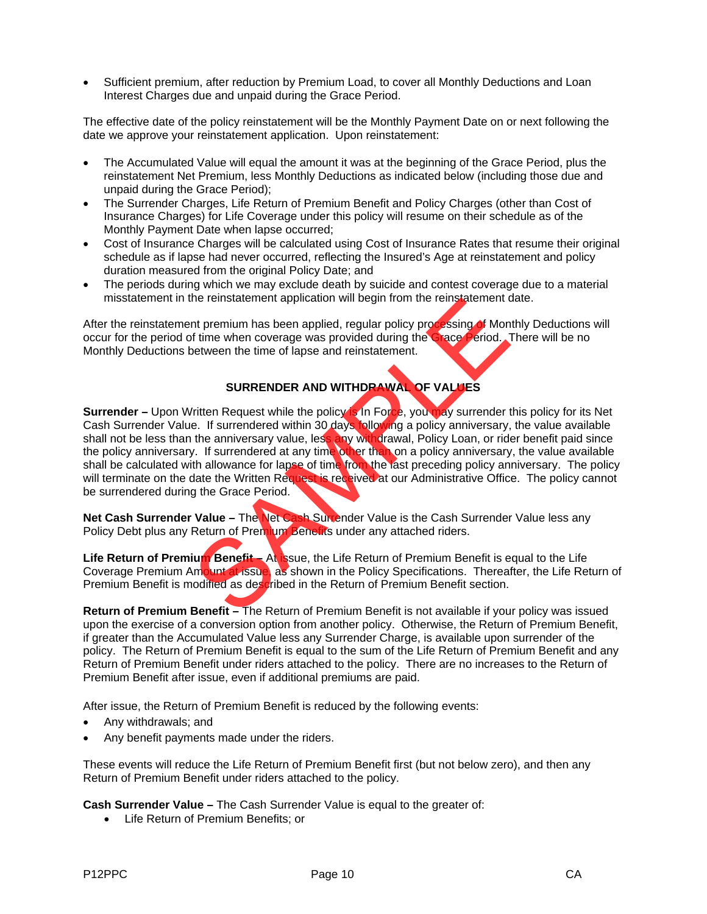- Sufficient premium, after reduction by Premium Load, to cover all Monthly Deductions and Loan Interest Charges due and unpaid during the Grace Period.

The effective date of the policy reinstatement will be the Monthly Payment Date on or next following the date we approve your reinstatement application. Upon reinstatement:

- The Accumulated Value will equal the amount it was at the beginning of the Grace Period, plus the reinstatement Net Premium, less Monthly Deductions as indicated below (including those due and unpaid during the Grace Period);
- The Surrender Charges, Life Return of Premium Benefit and Policy Charges (other than Cost of Insurance Charges) for Life Coverage under this policy will resume on their schedule as of the Monthly Payment Date when lapse occurred;
- Cost of Insurance Charges will be calculated using Cost of Insurance Rates that resume their original schedule as if lapse had never occurred, reflecting the Insured's Age at reinstatement and policy duration measured from the original Policy Date; and
- The periods during which we may exclude death by suicide and contest coverage due to a material misstatement in the reinstatement application will begin from the reinstatement date.

After the reinstatement premium has been applied, regular policy processing of Monthly Deductions will occur for the period of time when coverage was provided during the Grace Period. There will be no Monthly Deductions between the time of lapse and reinstatement.

## SURRENDER AND WITHDRAWAL OF VALUES

**Surrender –** Upon Written Request while the policy is In Force, you may surrender this policy for its Net Cash Surrender Value. If surrendered within 30 days following a policy anniversary, the value available shall not be less than the anniversary value, less any withdrawal, Policy Loan, or rider benefit paid since the policy anniversary. If surrendered at any time other than on a policy anniversary, the value available shall be calculated with allowance for lapse of time from the last preceding policy anniversary. The policy will terminate on the date the Written Request is received at our Administrative Office. The policy cannot be surrendered during the Grace Period.

**Net Cash Surrender Value –** The Net Cash Surrender Value is the Cash Surrender Value less any Policy Debt plus any Return of Premium Benefits under any attached riders.

**Life Return of Premium Benefit –** At issue, the Life Return of Premium Benefit is equal to the Life Coverage Premium Amount at issue, as shown in the Policy Specifications. Thereafter, the Life Return of Premium Benefit is modified as described in the Return of Premium Benefit section.

**Return of Premium Benefit –** The Return of Premium Benefit is not available if your policy was issued upon the exercise of a conversion option from another policy. Otherwise, the Return of Premium Benefit, if greater than the Accumulated Value less any Surrender Charge, is available upon surrender of the policy. The Return of Premium Benefit is equal to the sum of the Life Return of Premium Benefit and any Return of Premium Benefit under riders attached to the policy. There are no increases to the Return of Premium Benefit after issue, even if additional premiums are paid.

After issue, the Return of Premium Benefit is reduced by the following events:

- Any withdrawals; and
- Any benefit payments made under the riders.

These events will reduce the Life Return of Premium Benefit first (but not below zero), and then any Return of Premium Benefit under riders attached to the policy.

**Cash Surrender Value –** The Cash Surrender Value is equal to the greater of:

- Life Return of Premium Benefits; or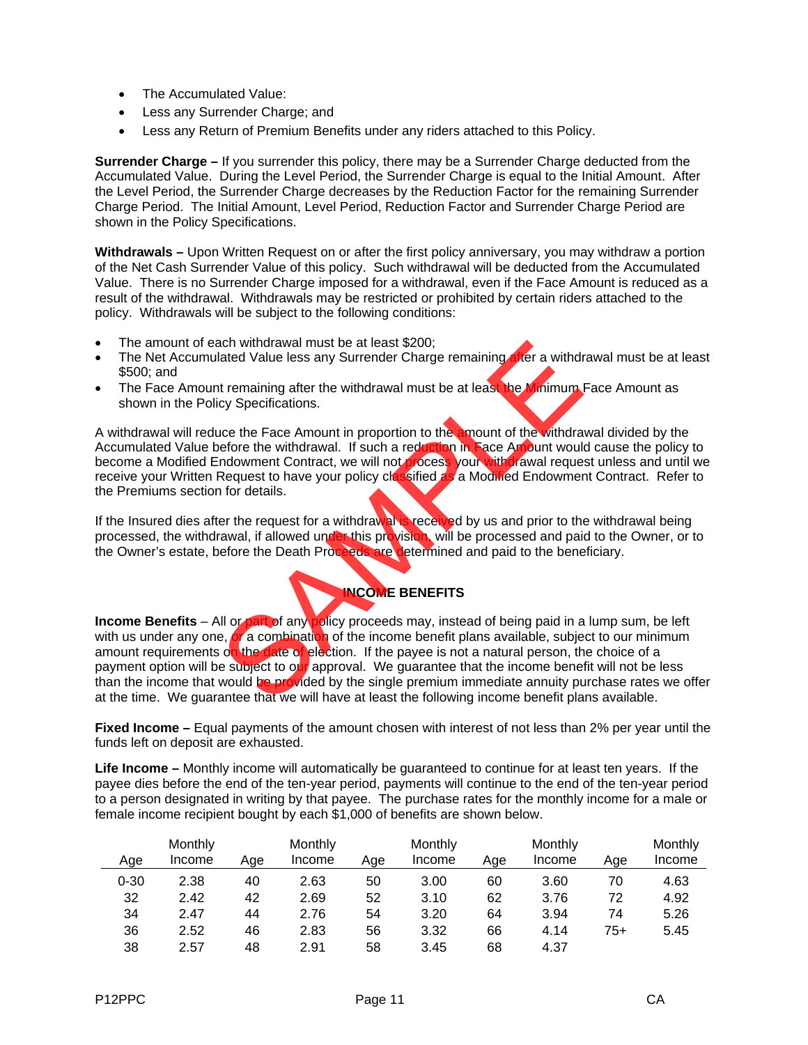- The Accumulated Value:
- Less any Surrender Charge; and
- Less any Return of Premium Benefits under any riders attached to this Policy.

**Surrender Charge –** If you surrender this policy, there may be a Surrender Charge deducted from the Accumulated Value. During the Level Period, the Surrender Charge is equal to the Initial Amount. After the Level Period, the Surrender Charge decreases by the Reduction Factor for the remaining Surrender Charge Period. The Initial Amount, Level Period, Reduction Factor and Surrender Charge Period are shown in the Policy Specifications.

**Withdrawals –** Upon Written Request on or after the first policy anniversary, you may withdraw a portion of the Net Cash Surrender Value of this policy. Such withdrawal will be deducted from the Accumulated Value. There is no Surrender Charge imposed for a withdrawal, even if the Face Amount is reduced as a result of the withdrawal. Withdrawals may be restricted or prohibited by certain riders attached to the policy. Withdrawals will be subject to the following conditions:

- The amount of each withdrawal must be at least $200;
- The Net Accumulated Value less any Surrender Charge remaining after a withdrawal must be at least $500; and
- The Face Amount remaining after the withdrawal must be at least the Minimum Face Amount as shown in the Policy Specifications.

A withdrawal will reduce the Face Amount in proportion to the amount of the withdrawal divided by the Accumulated Value before the withdrawal. If such a reduction in Face Amount would cause the policy to become a Modified Endowment Contract, we will not process your withdrawal request unless and until we receive your Written Request to have your policy classified as a Modified Endowment Contract. Refer to the Premiums section for details.

If the Insured dies after the request for a withdrawal is received by us and prior to the withdrawal being processed, the withdrawal, if allowed under this provision, will be processed and paid to the Owner, or to the Owner's estate, before the Death Proceeds are determined and paid to the beneficiary.

## INCOME BENEFITS

**Income Benefits** – All or part of any policy proceeds may, instead of being paid in a lump sum, be left with us under any one, or a combination of the income benefit plans available, subject to our minimum amount requirements on the date of election. If the payee is not a natural person, the choice of a payment option will be subject to our approval. We guarantee that the income benefit will not be less than the income that would be provided by the single premium immediate annuity purchase rates we offer at the time. We guarantee that we will have at least the following income benefit plans available.

**Fixed Income –** Equal payments of the amount chosen with interest of not less than 2% per year until the funds left on deposit are exhausted.

**Life Income –** Monthly income will automatically be guaranteed to continue for at least ten years. If the payee dies before the end of the ten-year period, payments will continue to the end of the ten-year period to a person designated in writing by that payee. The purchase rates for the monthly income for a male or female income recipient bought by each $1,000 of benefits are shown below.

| Age | Monthly Income | Age | Monthly Income | Age | Monthly Income | Age | Monthly Income | Age | Monthly Income |
|---|---|---|---|---|---|---|---|---|---|
| 0-30 | 2.38 | 40 | 2.63 | 50 | 3.00 | 60 | 3.60 | 70 | 4.63 |
| 32 | 2.42 | 42 | 2.69 | 52 | 3.10 | 62 | 3.76 | 72 | 4.92 |
| 34 | 2.47 | 44 | 2.76 | 54 | 3.20 | 64 | 3.94 | 74 | 5.26 |
| 36 | 2.52 | 46 | 2.83 | 56 | 3.32 | 66 | 4.14 | 75+ | 5.45 |
| 38 | 2.57 | 48 | 2.91 | 58 | 3.45 | 68 | 4.37 | | |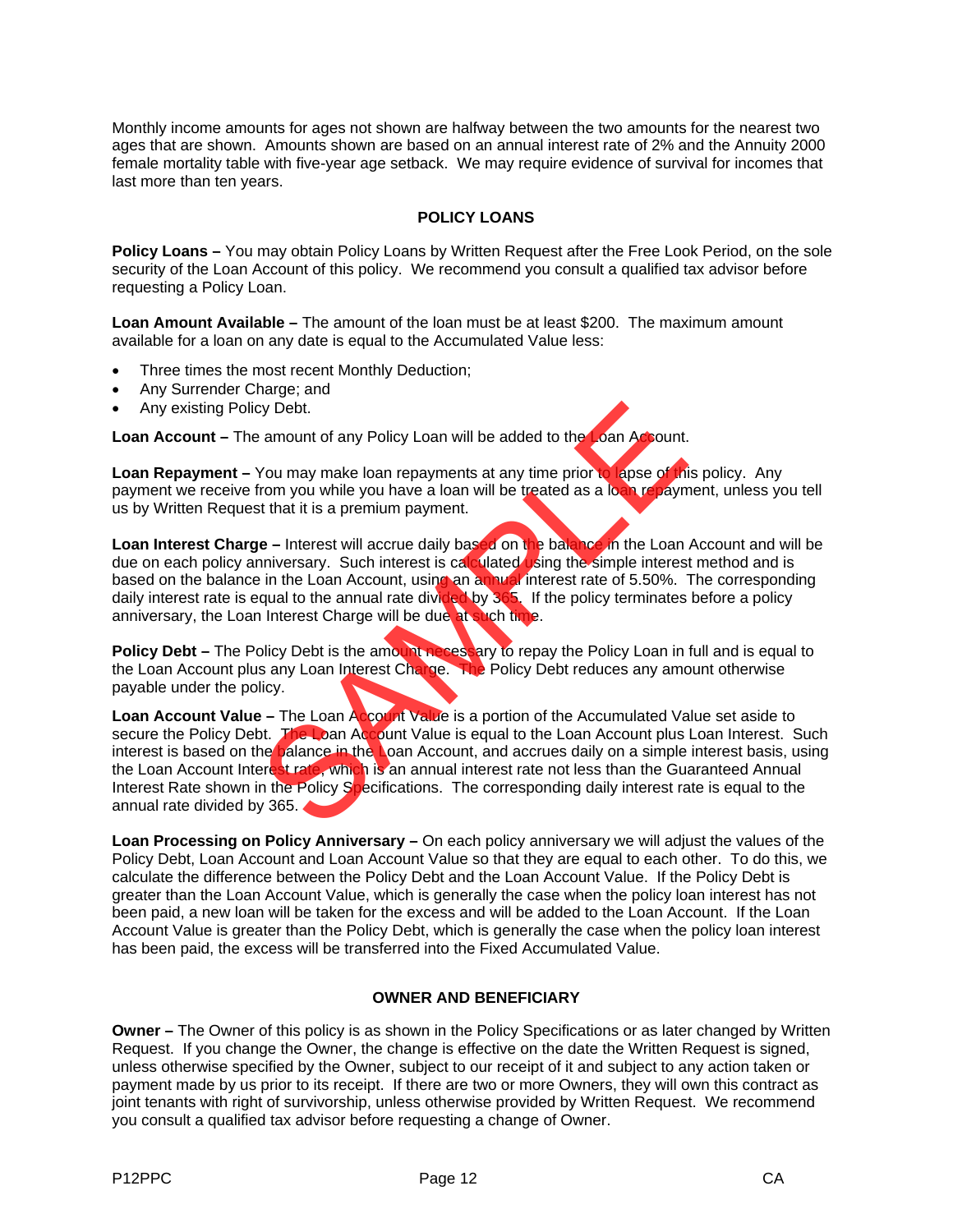Monthly income amounts for ages not shown are halfway between the two amounts for the nearest two ages that are shown. Amounts shown are based on an annual interest rate of 2% and the Annuity 2000 female mortality table with five-year age setback. We may require evidence of survival for incomes that last more than ten years.

## POLICY LOANS

**Policy Loans –** You may obtain Policy Loans by Written Request after the Free Look Period, on the sole security of the Loan Account of this policy. We recommend you consult a qualified tax advisor before requesting a Policy Loan.

**Loan Amount Available –** The amount of the loan must be at least $200. The maximum amount available for a loan on any date is equal to the Accumulated Value less:

- Three times the most recent Monthly Deduction;
- Any Surrender Charge; and
- Any existing Policy Debt.

**Loan Account –** The amount of any Policy Loan will be added to the Loan Account.

**Loan Repayment –** You may make loan repayments at any time prior to lapse of this policy. Any payment we receive from you while you have a loan will be treated as a loan repayment, unless you tell us by Written Request that it is a premium payment.

**Loan Interest Charge –** Interest will accrue daily based on the balance in the Loan Account and will be due on each policy anniversary. Such interest is calculated using the simple interest method and is based on the balance in the Loan Account, using an annual interest rate of 5.50%. The corresponding daily interest rate is equal to the annual rate divided by 365. If the policy terminates before a policy anniversary, the Loan Interest Charge will be due at such time.

**Policy Debt –** The Policy Debt is the amount necessary to repay the Policy Loan in full and is equal to the Loan Account plus any Loan Interest Charge. The Policy Debt reduces any amount otherwise payable under the policy.

**Loan Account Value –** The Loan Account Value is a portion of the Accumulated Value set aside to secure the Policy Debt. The Loan Account Value is equal to the Loan Account plus Loan Interest. Such interest is based on the balance in the Loan Account, and accrues daily on a simple interest basis, using the Loan Account Interest rate, which is an annual interest rate not less than the Guaranteed Annual Interest Rate shown in the Policy Specifications. The corresponding daily interest rate is equal to the annual rate divided by 365.

**Loan Processing on Policy Anniversary –** On each policy anniversary we will adjust the values of the Policy Debt, Loan Account and Loan Account Value so that they are equal to each other. To do this, we calculate the difference between the Policy Debt and the Loan Account Value. If the Policy Debt is greater than the Loan Account Value, which is generally the case when the policy loan interest has not been paid, a new loan will be taken for the excess and will be added to the Loan Account. If the Loan Account Value is greater than the Policy Debt, which is generally the case when the policy loan interest has been paid, the excess will be transferred into the Fixed Accumulated Value.

## OWNER AND BENEFICIARY

**Owner –** The Owner of this policy is as shown in the Policy Specifications or as later changed by Written Request. If you change the Owner, the change is effective on the date the Written Request is signed, unless otherwise specified by the Owner, subject to our receipt of it and subject to any action taken or payment made by us prior to its receipt. If there are two or more Owners, they will own this contract as joint tenants with right of survivorship, unless otherwise provided by Written Request. We recommend you consult a qualified tax advisor before requesting a change of Owner.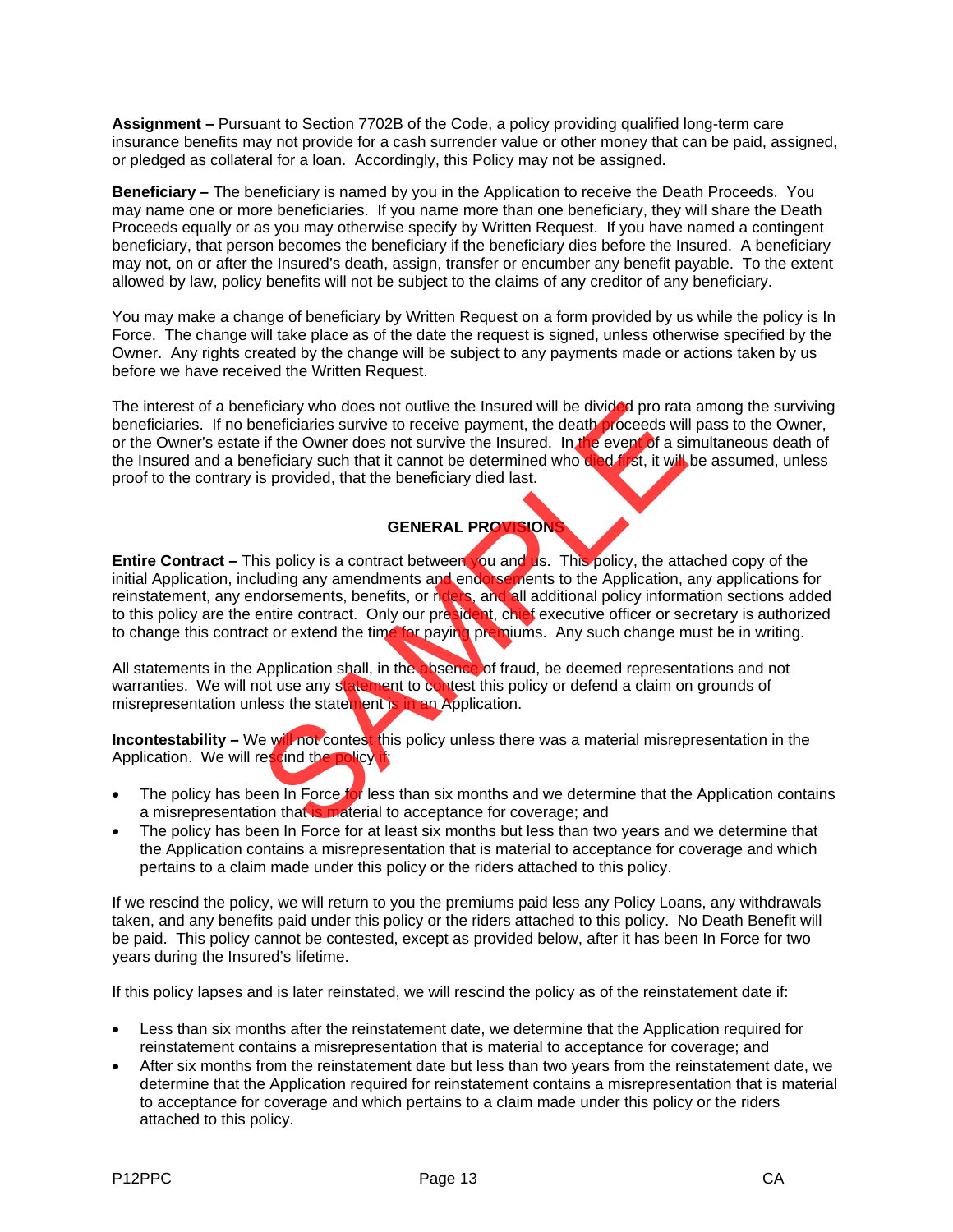**Assignment –** Pursuant to Section 7702B of the Code, a policy providing qualified long-term care insurance benefits may not provide for a cash surrender value or other money that can be paid, assigned, or pledged as collateral for a loan. Accordingly, this Policy may not be assigned.

**Beneficiary –** The beneficiary is named by you in the Application to receive the Death Proceeds. You may name one or more beneficiaries. If you name more than one beneficiary, they will share the Death Proceeds equally or as you may otherwise specify by Written Request. If you have named a contingent beneficiary, that person becomes the beneficiary if the beneficiary dies before the Insured. A beneficiary may not, on or after the Insured's death, assign, transfer or encumber any benefit payable. To the extent allowed by law, policy benefits will not be subject to the claims of any creditor of any beneficiary.

You may make a change of beneficiary by Written Request on a form provided by us while the policy is In Force. The change will take place as of the date the request is signed, unless otherwise specified by the Owner. Any rights created by the change will be subject to any payments made or actions taken by us before we have received the Written Request.

The interest of a beneficiary who does not outlive the Insured will be divided pro rata among the surviving beneficiaries. If no beneficiaries survive to receive payment, the death proceeds will pass to the Owner, or the Owner's estate if the Owner does not survive the Insured. In the event of a simultaneous death of the Insured and a beneficiary such that it cannot be determined who died first, it will be assumed, unless proof to the contrary is provided, that the beneficiary died last.

## GENERAL PROVISIONS

**Entire Contract –** This policy is a contract between you and us. This policy, the attached copy of the initial Application, including any amendments and endorsements to the Application, any applications for reinstatement, any endorsements, benefits, or riders, and all additional policy information sections added to this policy are the entire contract. Only our president, chief executive officer or secretary is authorized to change this contract or extend the time for paying premiums. Any such change must be in writing.

All statements in the Application shall, in the absence of fraud, be deemed representations and not warranties. We will not use any statement to contest this policy or defend a claim on grounds of misrepresentation unless the statement is in an Application.

**Incontestability –** We will not contest this policy unless there was a material misrepresentation in the Application. We will rescind the policy if:

- The policy has been In Force for less than six months and we determine that the Application contains a misrepresentation that is material to acceptance for coverage; and
- The policy has been In Force for at least six months but less than two years and we determine that the Application contains a misrepresentation that is material to acceptance for coverage and which pertains to a claim made under this policy or the riders attached to this policy.

If we rescind the policy, we will return to you the premiums paid less any Policy Loans, any withdrawals taken, and any benefits paid under this policy or the riders attached to this policy. No Death Benefit will be paid. This policy cannot be contested, except as provided below, after it has been In Force for two years during the Insured's lifetime.

If this policy lapses and is later reinstated, we will rescind the policy as of the reinstatement date if:

- Less than six months after the reinstatement date, we determine that the Application required for reinstatement contains a misrepresentation that is material to acceptance for coverage; and
- After six months from the reinstatement date but less than two years from the reinstatement date, we determine that the Application required for reinstatement contains a misrepresentation that is material to acceptance for coverage and which pertains to a claim made under this policy or the riders attached to this policy.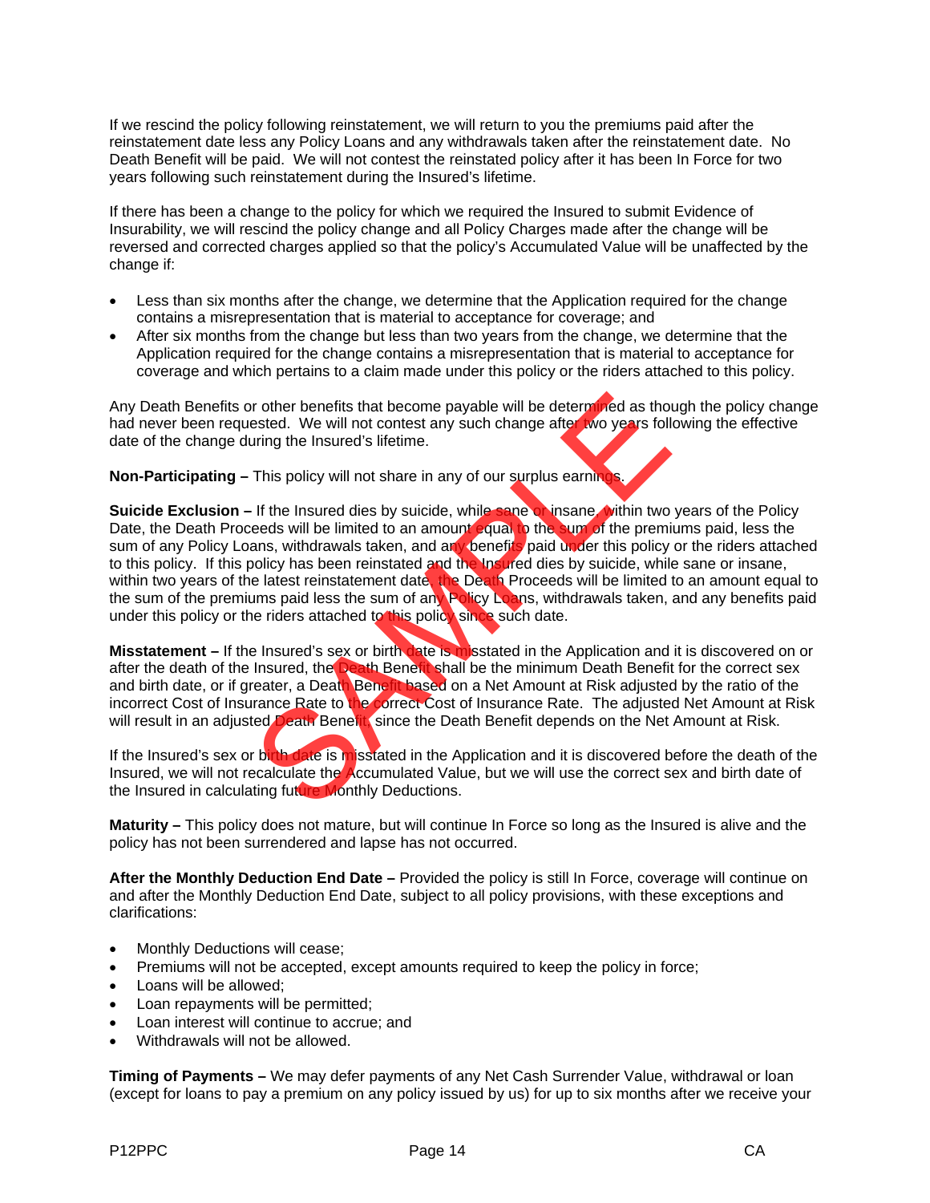If we rescind the policy following reinstatement, we will return to you the premiums paid after the reinstatement date less any Policy Loans and any withdrawals taken after the reinstatement date. No Death Benefit will be paid. We will not contest the reinstated policy after it has been In Force for two years following such reinstatement during the Insured's lifetime.

If there has been a change to the policy for which we required the Insured to submit Evidence of Insurability, we will rescind the policy change and all Policy Charges made after the change will be reversed and corrected charges applied so that the policy's Accumulated Value will be unaffected by the change if:

- Less than six months after the change, we determine that the Application required for the change contains a misrepresentation that is material to acceptance for coverage; and
- After six months from the change but less than two years from the change, we determine that the Application required for the change contains a misrepresentation that is material to acceptance for coverage and which pertains to a claim made under this policy or the riders attached to this policy.

Any Death Benefits or other benefits that become payable will be determined as though the policy change had never been requested. We will not contest any such change after two years following the effective date of the change during the Insured's lifetime.

**Non-Participating –** This policy will not share in any of our surplus earnings.

**Suicide Exclusion –** If the Insured dies by suicide, while sane or insane, within two years of the Policy Date, the Death Proceeds will be limited to an amount equal to the sum of the premiums paid, less the sum of any Policy Loans, withdrawals taken, and any benefits paid under this policy or the riders attached to this policy. If this policy has been reinstated and the Insured dies by suicide, while sane or insane, within two years of the latest reinstatement date, the Death Proceeds will be limited to an amount equal to the sum of the premiums paid less the sum of any Policy Loans, withdrawals taken, and any benefits paid under this policy or the riders attached to this policy since such date.

**Misstatement –** If the Insured's sex or birth date is misstated in the Application and it is discovered on or after the death of the Insured, the Death Benefit shall be the minimum Death Benefit for the correct sex and birth date, or if greater, a Death Benefit based on a Net Amount at Risk adjusted by the ratio of the incorrect Cost of Insurance Rate to the correct Cost of Insurance Rate. The adjusted Net Amount at Risk will result in an adjusted Death Benefit, since the Death Benefit depends on the Net Amount at Risk.

If the Insured's sex or birth date is misstated in the Application and it is discovered before the death of the Insured, we will not recalculate the Accumulated Value, but we will use the correct sex and birth date of the Insured in calculating future Monthly Deductions.

**Maturity –** This policy does not mature, but will continue In Force so long as the Insured is alive and the policy has not been surrendered and lapse has not occurred.

**After the Monthly Deduction End Date –** Provided the policy is still In Force, coverage will continue on and after the Monthly Deduction End Date, subject to all policy provisions, with these exceptions and clarifications:

- Monthly Deductions will cease;
- Premiums will not be accepted, except amounts required to keep the policy in force;
- Loans will be allowed;
- Loan repayments will be permitted;
- Loan interest will continue to accrue; and
- Withdrawals will not be allowed.

**Timing of Payments –** We may defer payments of any Net Cash Surrender Value, withdrawal or loan (except for loans to pay a premium on any policy issued by us) for up to six months after we receive your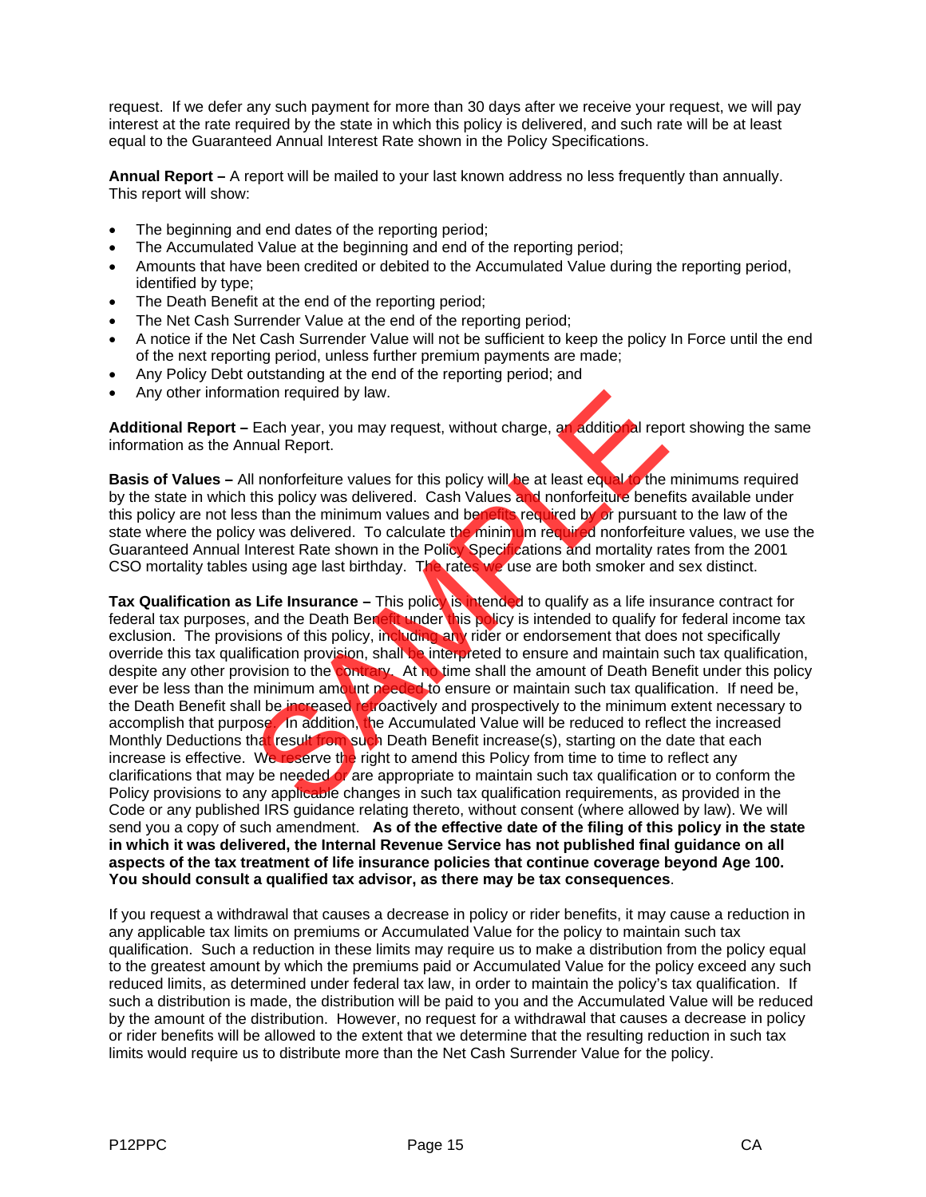request. If we defer any such payment for more than 30 days after we receive your request, we will pay interest at the rate required by the state in which this policy is delivered, and such rate will be at least equal to the Guaranteed Annual Interest Rate shown in the Policy Specifications.

**Annual Report –** A report will be mailed to your last known address no less frequently than annually. This report will show:

- The beginning and end dates of the reporting period;
- The Accumulated Value at the beginning and end of the reporting period;
- Amounts that have been credited or debited to the Accumulated Value during the reporting period, identified by type;
- The Death Benefit at the end of the reporting period;
- The Net Cash Surrender Value at the end of the reporting period;
- A notice if the Net Cash Surrender Value will not be sufficient to keep the policy In Force until the end of the next reporting period, unless further premium payments are made;
- Any Policy Debt outstanding at the end of the reporting period; and
- Any other information required by law.

**Additional Report –** Each year, you may request, without charge, an additional report showing the same information as the Annual Report.

**Basis of Values –** All nonforfeiture values for this policy will be at least equal to the minimums required by the state in which this policy was delivered. Cash Values and nonforfeiture benefits available under this policy are not less than the minimum values and benefits required by or pursuant to the law of the state where the policy was delivered. To calculate the minimum required nonforfeiture values, we use the Guaranteed Annual Interest Rate shown in the Policy Specifications and mortality rates from the 2001 CSO mortality tables using age last birthday. The rates we use are both smoker and sex distinct.

**Tax Qualification as Life Insurance –** This policy is intended to qualify as a life insurance contract for federal tax purposes, and the Death Benefit under this policy is intended to qualify for federal income tax exclusion. The provisions of this policy, including any rider or endorsement that does not specifically override this tax qualification provision, shall be interpreted to ensure and maintain such tax qualification, despite any other provision to the contrary. At no time shall the amount of Death Benefit under this policy ever be less than the minimum amount needed to ensure or maintain such tax qualification. If need be, the Death Benefit shall be increased retroactively and prospectively to the minimum extent necessary to accomplish that purpose. In addition, the Accumulated Value will be reduced to reflect the increased Monthly Deductions that result from such Death Benefit increase(s), starting on the date that each increase is effective. We reserve the right to amend this Policy from time to time to reflect any clarifications that may be needed or are appropriate to maintain such tax qualification or to conform the Policy provisions to any applicable changes in such tax qualification requirements, as provided in the Code or any published IRS guidance relating thereto, without consent (where allowed by law). We will send you a copy of such amendment. **As of the effective date of the filing of this policy in the state in which it was delivered, the Internal Revenue Service has not published final guidance on all aspects of the tax treatment of life insurance policies that continue coverage beyond Age 100. You should consult a qualified tax advisor, as there may be tax consequences**.

If you request a withdrawal that causes a decrease in policy or rider benefits, it may cause a reduction in any applicable tax limits on premiums or Accumulated Value for the policy to maintain such tax qualification. Such a reduction in these limits may require us to make a distribution from the policy equal to the greatest amount by which the premiums paid or Accumulated Value for the policy exceed any such reduced limits, as determined under federal tax law, in order to maintain the policy's tax qualification. If such a distribution is made, the distribution will be paid to you and the Accumulated Value will be reduced by the amount of the distribution. However, no request for a withdrawal that causes a decrease in policy or rider benefits will be allowed to the extent that we determine that the resulting reduction in such tax limits would require us to distribute more than the Net Cash Surrender Value for the policy.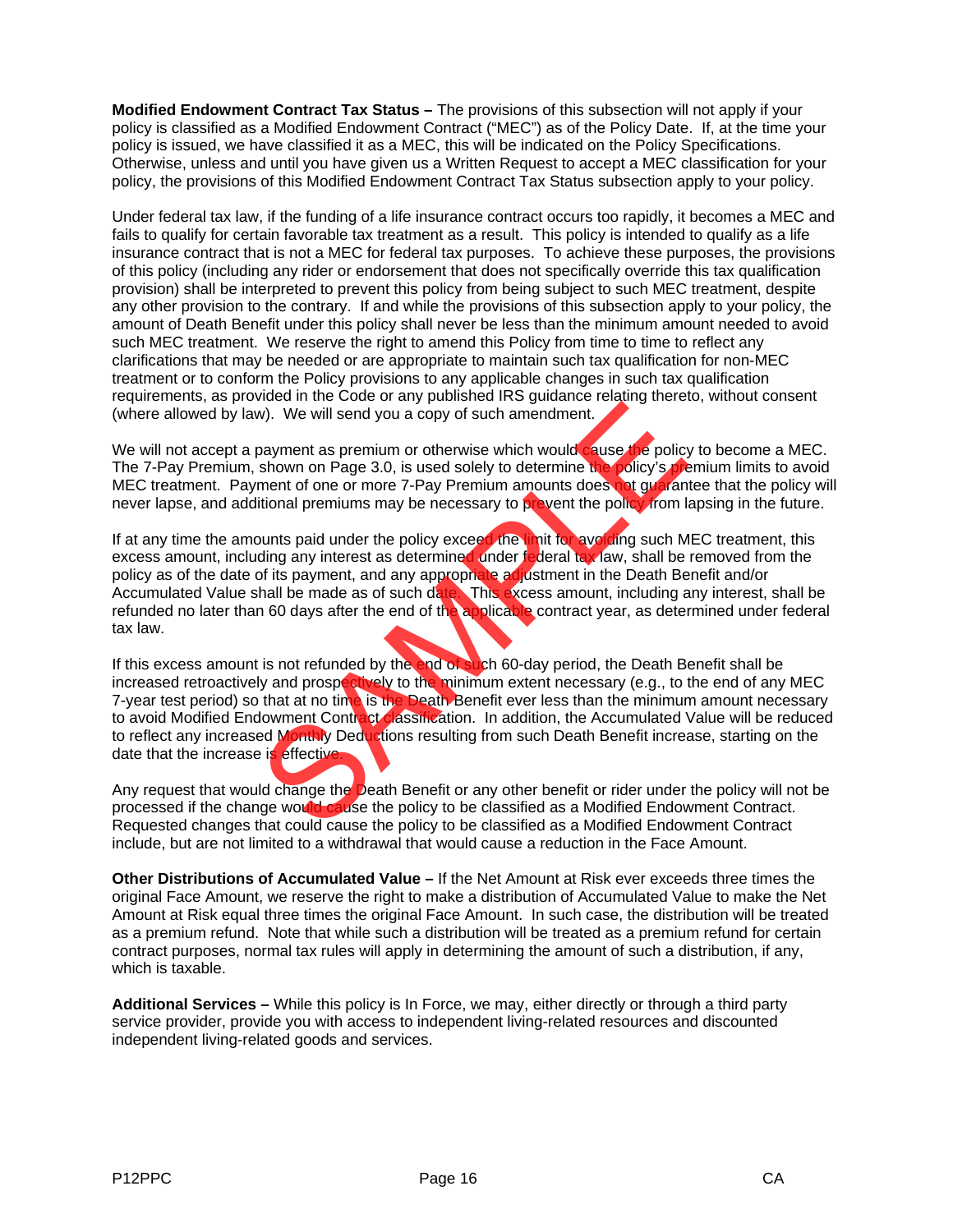**Modified Endowment Contract Tax Status –** The provisions of this subsection will not apply if your policy is classified as a Modified Endowment Contract ("MEC") as of the Policy Date. If, at the time your policy is issued, we have classified it as a MEC, this will be indicated on the Policy Specifications. Otherwise, unless and until you have given us a Written Request to accept a MEC classification for your policy, the provisions of this Modified Endowment Contract Tax Status subsection apply to your policy.

Under federal tax law, if the funding of a life insurance contract occurs too rapidly, it becomes a MEC and fails to qualify for certain favorable tax treatment as a result. This policy is intended to qualify as a life insurance contract that is not a MEC for federal tax purposes. To achieve these purposes, the provisions of this policy (including any rider or endorsement that does not specifically override this tax qualification provision) shall be interpreted to prevent this policy from being subject to such MEC treatment, despite any other provision to the contrary. If and while the provisions of this subsection apply to your policy, the amount of Death Benefit under this policy shall never be less than the minimum amount needed to avoid such MEC treatment. We reserve the right to amend this Policy from time to time to reflect any clarifications that may be needed or are appropriate to maintain such tax qualification for non-MEC treatment or to conform the Policy provisions to any applicable changes in such tax qualification requirements, as provided in the Code or any published IRS guidance relating thereto, without consent (where allowed by law). We will send you a copy of such amendment.

We will not accept a payment as premium or otherwise which would cause the policy to become a MEC. The 7-Pay Premium, shown on Page 3.0, is used solely to determine the policy's premium limits to avoid MEC treatment. Payment of one or more 7-Pay Premium amounts does not guarantee that the policy will never lapse, and additional premiums may be necessary to prevent the policy from lapsing in the future.

If at any time the amounts paid under the policy exceed the limit for avoiding such MEC treatment, this excess amount, including any interest as determined under federal tax law, shall be removed from the policy as of the date of its payment, and any appropriate adjustment in the Death Benefit and/or Accumulated Value shall be made as of such date. This excess amount, including any interest, shall be refunded no later than 60 days after the end of the applicable contract year, as determined under federal tax law.

If this excess amount is not refunded by the end of such 60-day period, the Death Benefit shall be increased retroactively and prospectively to the minimum extent necessary (e.g., to the end of any MEC 7-year test period) so that at no time is the Death Benefit ever less than the minimum amount necessary to avoid Modified Endowment Contract classification. In addition, the Accumulated Value will be reduced to reflect any increased Monthly Deductions resulting from such Death Benefit increase, starting on the date that the increase is effective.

Any request that would change the Death Benefit or any other benefit or rider under the policy will not be processed if the change would cause the policy to be classified as a Modified Endowment Contract. Requested changes that could cause the policy to be classified as a Modified Endowment Contract include, but are not limited to a withdrawal that would cause a reduction in the Face Amount.

**Other Distributions of Accumulated Value –** If the Net Amount at Risk ever exceeds three times the original Face Amount, we reserve the right to make a distribution of Accumulated Value to make the Net Amount at Risk equal three times the original Face Amount. In such case, the distribution will be treated as a premium refund. Note that while such a distribution will be treated as a premium refund for certain contract purposes, normal tax rules will apply in determining the amount of such a distribution, if any, which is taxable.

**Additional Services –** While this policy is In Force, we may, either directly or through a third party service provider, provide you with access to independent living-related resources and discounted independent living-related goods and services.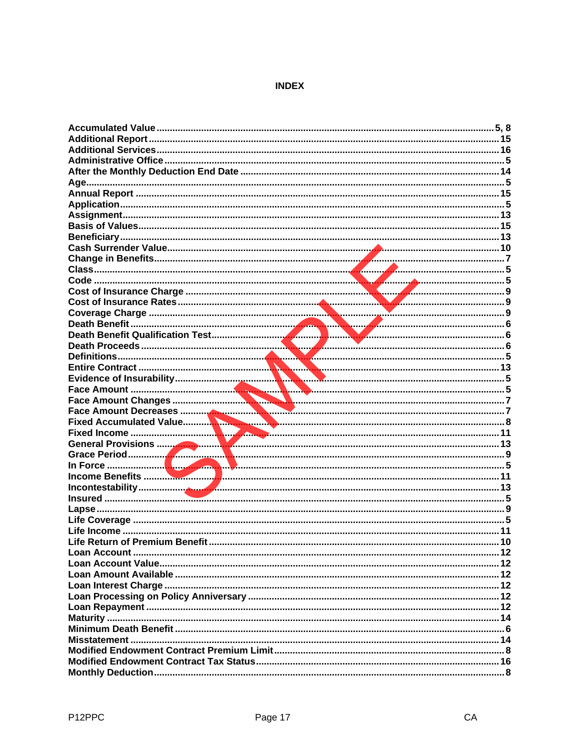# INDEX

**Accumulated Value** ............ 5, 8
**Additional Report** ............ 15
**Additional Services** ............ 16
**Administrative Office** ............ 5
**After the Monthly Deduction End Date** ............ 14
**Age** ............ 5
**Annual Report** ............ 15
**Application** ............ 5
**Assignment** ............ 13
**Basis of Values** ............ 15
**Beneficiary** ............ 13
**Cash Surrender Value** ............ 10
**Change in Benefits** ............ 7
**Class** ............ 5
**Code** ............ 5
**Cost of Insurance Charge** ............ 9
**Cost of Insurance Rates** ............ 9
**Coverage Charge** ............ 9
**Death Benefit** ............ 6
**Death Benefit Qualification Test** ............ 6
**Death Proceeds** ............ 6
**Definitions** ............ 5
**Entire Contract** ............ 13
**Evidence of Insurability** ............ 5
**Face Amount** ............ 5
**Face Amount Changes** ............ 7
**Face Amount Decreases** ............ 7
**Fixed Accumulated Value** ............ 8
**Fixed Income** ............ 11
**General Provisions** ............ 13
**Grace Period** ............ 9
**In Force** ............ 5
**Income Benefits** ............ 11
**Incontestability** ............ 13
**Insured** ............ 5
**Lapse** ............ 9
**Life Coverage** ............ 5
**Life Income** ............ 11
**Life Return of Premium Benefit** ............ 10
**Loan Account** ............ 12
**Loan Account Value** ............ 12
**Loan Amount Available** ............ 12
**Loan Interest Charge** ............ 12
**Loan Processing on Policy Anniversary** ............ 12
**Loan Repayment** ............ 12
**Maturity** ............ 14
**Minimum Death Benefit** ............ 6
**Misstatement** ............ 14
**Modified Endowment Contract Premium Limit** ............ 8
**Modified Endowment Contract Tax Status** ............ 16
**Monthly Deduction** ............ 8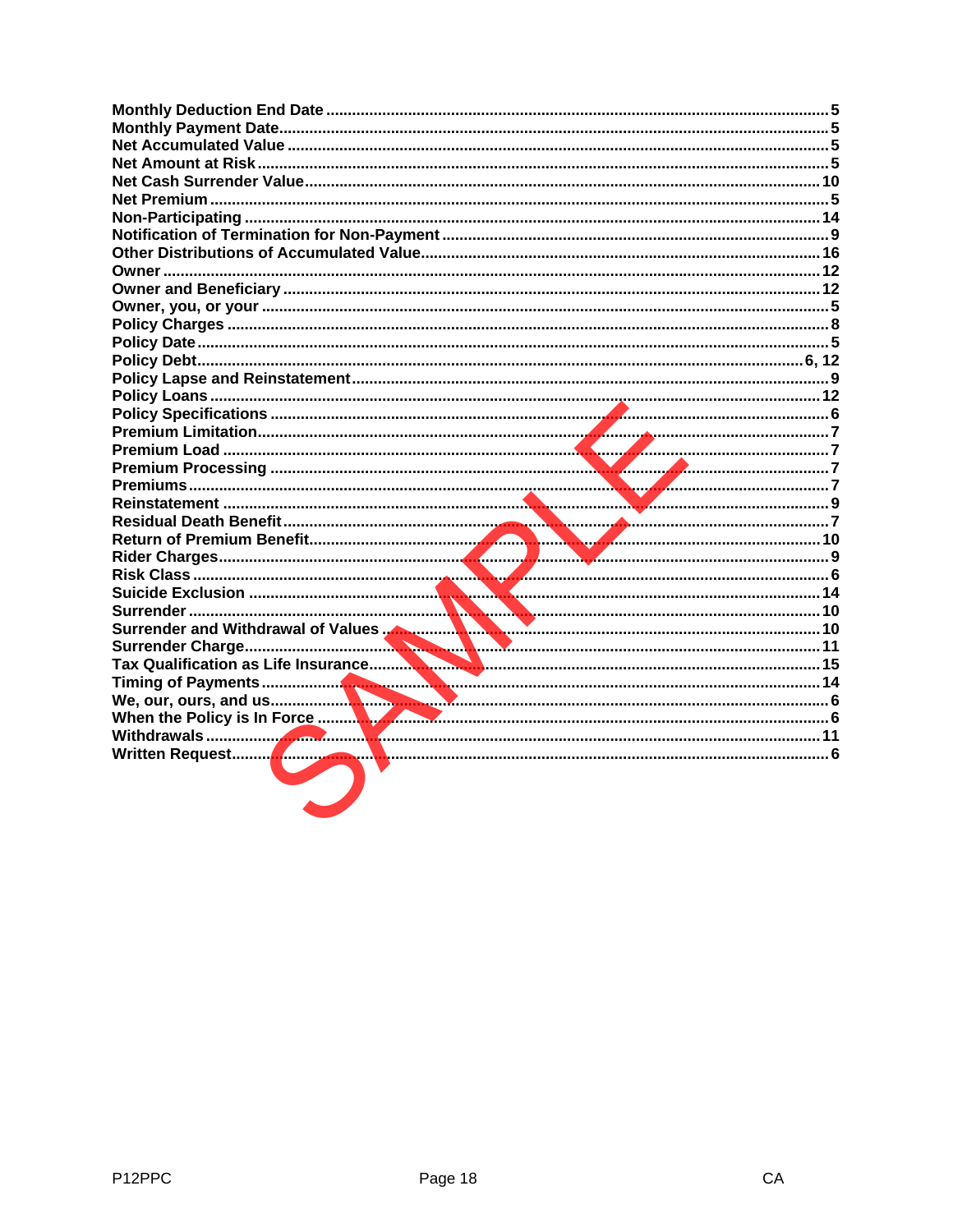**Monthly Deduction End Date** ........ 5
**Monthly Payment Date** ........ 5
**Net Accumulated Value** ........ 5
**Net Amount at Risk** ........ 5
**Net Cash Surrender Value** ........ 10
**Net Premium** ........ 5
**Non-Participating** ........ 14
**Notification of Termination for Non-Payment** ........ 9
**Other Distributions of Accumulated Value** ........ 16
**Owner** ........ 12
**Owner and Beneficiary** ........ 12
**Owner, you, or your** ........ 5
**Policy Charges** ........ 8
**Policy Date** ........ 5
**Policy Debt** ........ 6, 12
**Policy Lapse and Reinstatement** ........ 9
**Policy Loans** ........ 12
**Policy Specifications** ........ 6
**Premium Limitation** ........ 7
**Premium Load** ........ 7
**Premium Processing** ........ 7
**Premiums** ........ 7
**Reinstatement** ........ 9
**Residual Death Benefit** ........ 7
**Return of Premium Benefit** ........ 10
**Rider Charges** ........ 9
**Risk Class** ........ 6
**Suicide Exclusion** ........ 14
**Surrender** ........ 10
**Surrender and Withdrawal of Values** ........ 10
**Surrender Charge** ........ 11
**Tax Qualification as Life Insurance** ........ 15
**Timing of Payments** ........ 14
**We, our, ours, and us** ........ 6
**When the Policy is In Force** ........ 6
**Withdrawals** ........ 11
**Written Request** ........ 6

SAMPLE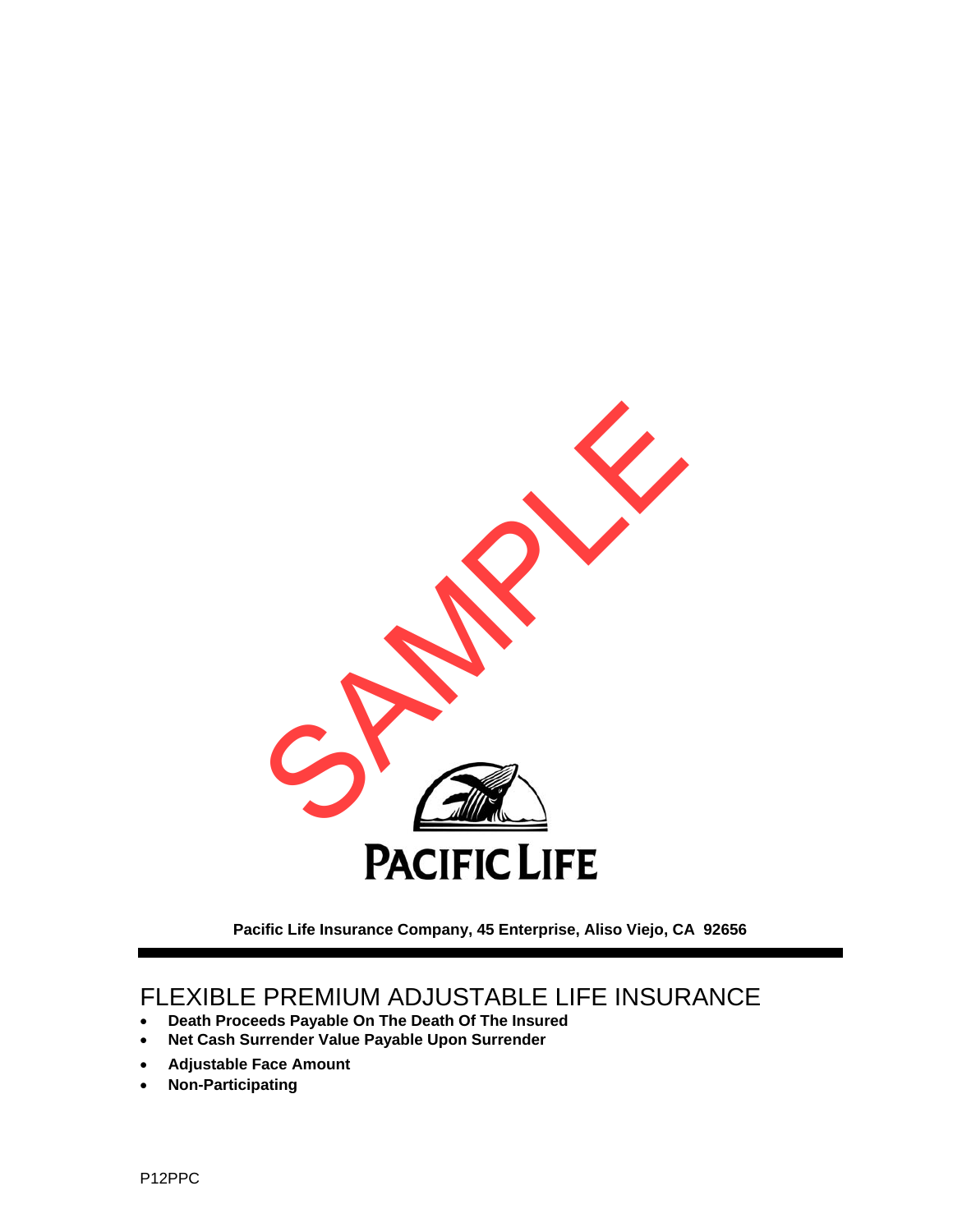SAMPLE

PACIFIC LIFE

**Pacific Life Insurance Company, 45 Enterprise, Aliso Viejo, CA 92656**

---

## FLEXIBLE PREMIUM ADJUSTABLE LIFE INSURANCE

- **Death Proceeds Payable On The Death Of The Insured**
- **Net Cash Surrender Value Payable Upon Surrender**
- **Adjustable Face Amount**
- **Non-Participating**

P12PPC